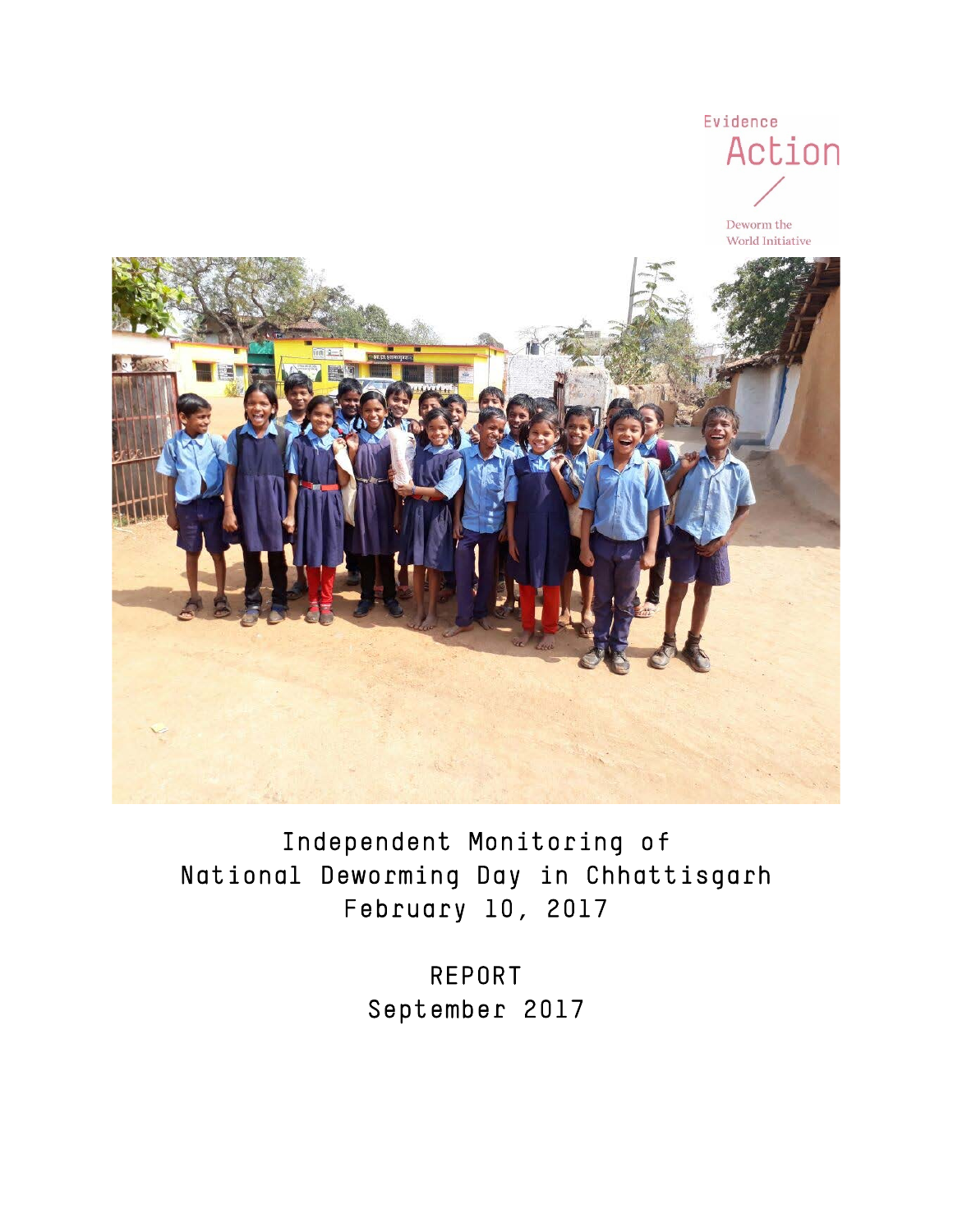Evidence Action

Deworm the World Initiative

# Independent Monitoring of National Deworming Day in Chhattisgarh February 10, 2017

## REPORT
September 2017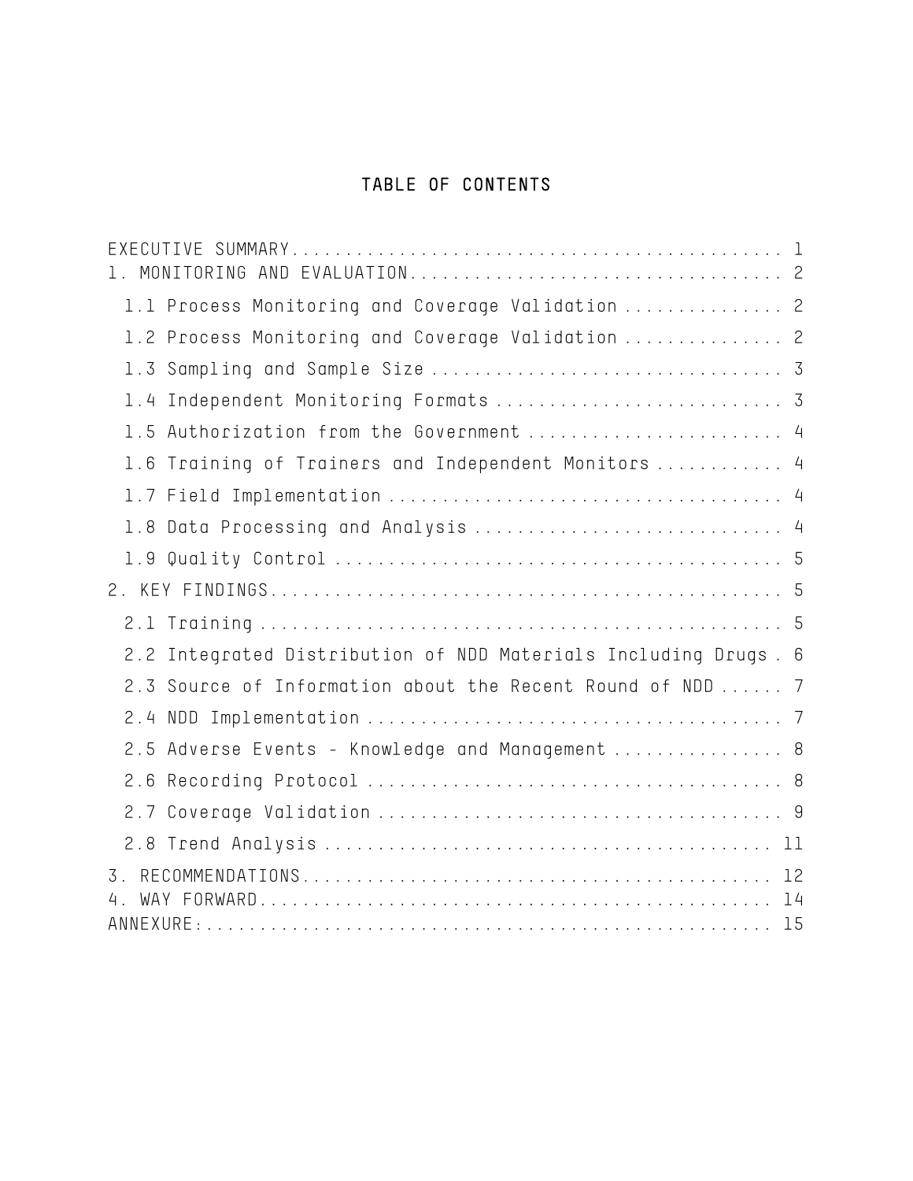# TABLE OF CONTENTS

EXECUTIVE SUMMARY.............................................. 1

1. MONITORING AND EVALUATION................................... 2

   1.1 Process Monitoring and Coverage Validation ............... 2

   1.2 Process Monitoring and Coverage Validation ............... 2

   1.3 Sampling and Sample Size ................................. 3

   1.4 Independent Monitoring Formats ........................... 3

   1.5 Authorization from the Government ........................ 4

   1.6 Training of Trainers and Independent Monitors ............ 4

   1.7 Field Implementation ..................................... 4

   1.8 Data Processing and Analysis ............................. 4

   1.9 Quality Control .......................................... 5

2. KEY FINDINGS................................................. 5

   2.1 Training ................................................. 5

   2.2 Integrated Distribution of NDD Materials Including Drugs . 6

   2.3 Source of Information about the Recent Round of NDD ...... 7

   2.4 NDD Implementation ....................................... 7

   2.5 Adverse Events - Knowledge and Management ................ 8

   2.6 Recording Protocol ....................................... 8

   2.7 Coverage Validation ...................................... 9

   2.8 Trend Analysis .......................................... 11

3. RECOMMENDATIONS............................................. 12

4. WAY FORWARD................................................ 14

ANNEXURE:..................................................... 15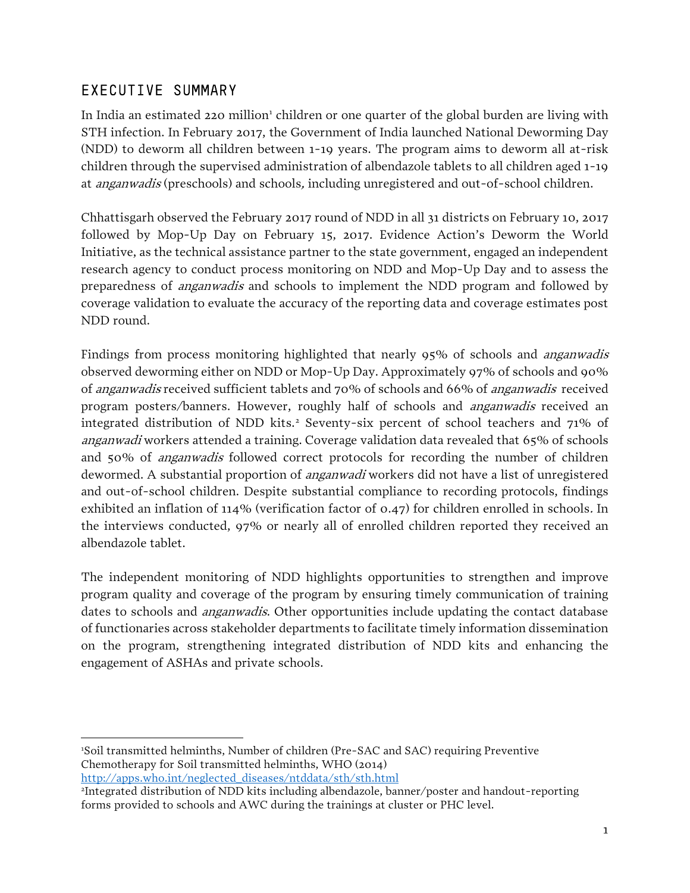## EXECUTIVE SUMMARY

In India an estimated 220 million[1] children or one quarter of the global burden are living with STH infection. In February 2017, the Government of India launched National Deworming Day (NDD) to deworm all children between 1-19 years. The program aims to deworm all at-risk children through the supervised administration of albendazole tablets to all children aged 1-19 at *anganwadis* (preschools) and schools, including unregistered and out-of-school children.

Chhattisgarh observed the February 2017 round of NDD in all 31 districts on February 10, 2017 followed by Mop-Up Day on February 15, 2017. Evidence Action's Deworm the World Initiative, as the technical assistance partner to the state government, engaged an independent research agency to conduct process monitoring on NDD and Mop-Up Day and to assess the preparedness of *anganwadis* and schools to implement the NDD program and followed by coverage validation to evaluate the accuracy of the reporting data and coverage estimates post NDD round.

Findings from process monitoring highlighted that nearly 95% of schools and *anganwadis* observed deworming either on NDD or Mop-Up Day. Approximately 97% of schools and 90% of *anganwadis* received sufficient tablets and 70% of schools and 66% of *anganwadis* received program posters/banners. However, roughly half of schools and *anganwadis* received an integrated distribution of NDD kits.[2] Seventy-six percent of school teachers and 71% of *anganwadi* workers attended a training. Coverage validation data revealed that 65% of schools and 50% of *anganwadis* followed correct protocols for recording the number of children dewormed. A substantial proportion of *anganwadi* workers did not have a list of unregistered and out-of-school children. Despite substantial compliance to recording protocols, findings exhibited an inflation of 114% (verification factor of 0.47) for children enrolled in schools. In the interviews conducted, 97% or nearly all of enrolled children reported they received an albendazole tablet.

The independent monitoring of NDD highlights opportunities to strengthen and improve program quality and coverage of the program by ensuring timely communication of training dates to schools and *anganwadis*. Other opportunities include updating the contact database of functionaries across stakeholder departments to facilitate timely information dissemination on the program, strengthening integrated distribution of NDD kits and enhancing the engagement of ASHAs and private schools.

---

[1] Soil transmitted helminths, Number of children (Pre-SAC and SAC) requiring Preventive Chemotherapy for Soil transmitted helminths, WHO (2014) http://apps.who.int/neglected_diseases/ntddata/sth/sth.html

[2] Integrated distribution of NDD kits including albendazole, banner/poster and handout-reporting forms provided to schools and AWC during the trainings at cluster or PHC level.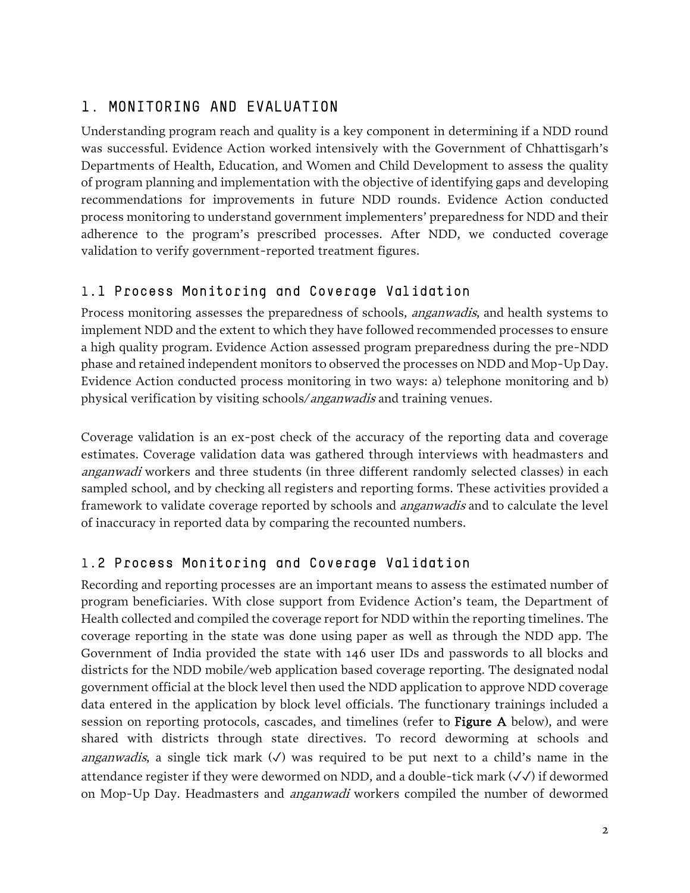# 1. MONITORING AND EVALUATION

Understanding program reach and quality is a key component in determining if a NDD round was successful. Evidence Action worked intensively with the Government of Chhattisgarh's Departments of Health, Education, and Women and Child Development to assess the quality of program planning and implementation with the objective of identifying gaps and developing recommendations for improvements in future NDD rounds. Evidence Action conducted process monitoring to understand government implementers' preparedness for NDD and their adherence to the program's prescribed processes. After NDD, we conducted coverage validation to verify government-reported treatment figures.

## 1.1 Process Monitoring and Coverage Validation

Process monitoring assesses the preparedness of schools, *anganwadis*, and health systems to implement NDD and the extent to which they have followed recommended processes to ensure a high quality program. Evidence Action assessed program preparedness during the pre-NDD phase and retained independent monitors to observed the processes on NDD and Mop-Up Day. Evidence Action conducted process monitoring in two ways: a) telephone monitoring and b) physical verification by visiting schools/*anganwadis* and training venues.

Coverage validation is an ex-post check of the accuracy of the reporting data and coverage estimates. Coverage validation data was gathered through interviews with headmasters and *anganwadi* workers and three students (in three different randomly selected classes) in each sampled school, and by checking all registers and reporting forms. These activities provided a framework to validate coverage reported by schools and *anganwadis* and to calculate the level of inaccuracy in reported data by comparing the recounted numbers.

## 1.2 Process Monitoring and Coverage Validation

Recording and reporting processes are an important means to assess the estimated number of program beneficiaries. With close support from Evidence Action's team, the Department of Health collected and compiled the coverage report for NDD within the reporting timelines. The coverage reporting in the state was done using paper as well as through the NDD app. The Government of India provided the state with 146 user IDs and passwords to all blocks and districts for the NDD mobile/web application based coverage reporting. The designated nodal government official at the block level then used the NDD application to approve NDD coverage data entered in the application by block level officials. The functionary trainings included a session on reporting protocols, cascades, and timelines (refer to **Figure A** below), and were shared with districts through state directives. To record deworming at schools and *anganwadis*, a single tick mark (✓) was required to be put next to a child's name in the attendance register if they were dewormed on NDD, and a double-tick mark (✓✓) if dewormed on Mop-Up Day. Headmasters and *anganwadi* workers compiled the number of dewormed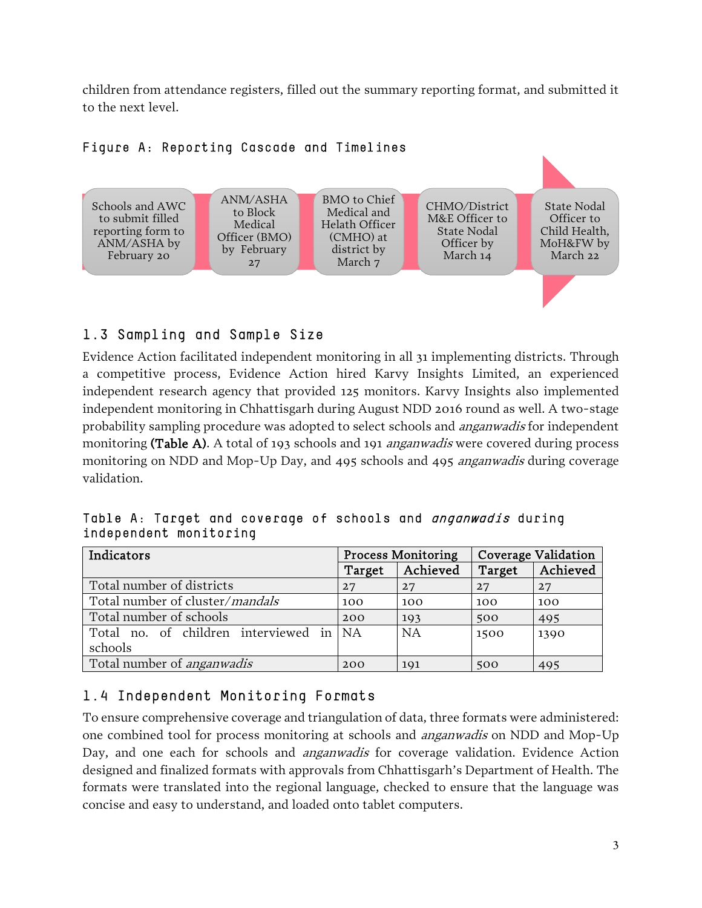children from attendance registers, filled out the summary reporting format, and submitted it to the next level.

Figure A: Reporting Cascade and Timelines

Schools and AWC to submit filled reporting form to ANM/ASHA by February 20 → ANM/ASHA to Block Medical Officer (BMO) by February 27 → BMO to Chief Medical and Helath Officer (CMHO) at district by March 7 → CHMO/District M&E Officer to State Nodal Officer by March 14 → State Nodal Officer to Child Health, MoH&FW by March 22

## 1.3 Sampling and Sample Size

Evidence Action facilitated independent monitoring in all 31 implementing districts. Through a competitive process, Evidence Action hired Karvy Insights Limited, an experienced independent research agency that provided 125 monitors. Karvy Insights also implemented independent monitoring in Chhattisgarh during August NDD 2016 round as well. A two-stage probability sampling procedure was adopted to select schools and *anganwadis* for independent monitoring **(Table A)**. A total of 193 schools and 191 *anganwadis* were covered during process monitoring on NDD and Mop-Up Day, and 495 schools and 495 *anganwadis* during coverage validation.

Table A: Target and coverage of schools and *anganwadis* during independent monitoring

| Indicators | Process Monitoring | | Coverage Validation | |
|---|---|---|---|---|
| | Target | Achieved | Target | Achieved |
| Total number of districts | 27 | 27 | 27 | 27 |
| Total number of cluster/*mandals* | 100 | 100 | 100 | 100 |
| Total number of schools | 200 | 193 | 500 | 495 |
| Total no. of children interviewed in schools | NA | NA | 1500 | 1390 |
| Total number of *anganwadis* | 200 | 191 | 500 | 495 |

## 1.4 Independent Monitoring Formats

To ensure comprehensive coverage and triangulation of data, three formats were administered: one combined tool for process monitoring at schools and *anganwadis* on NDD and Mop-Up Day, and one each for schools and *anganwadis* for coverage validation. Evidence Action designed and finalized formats with approvals from Chhattisgarh's Department of Health. The formats were translated into the regional language, checked to ensure that the language was concise and easy to understand, and loaded onto tablet computers.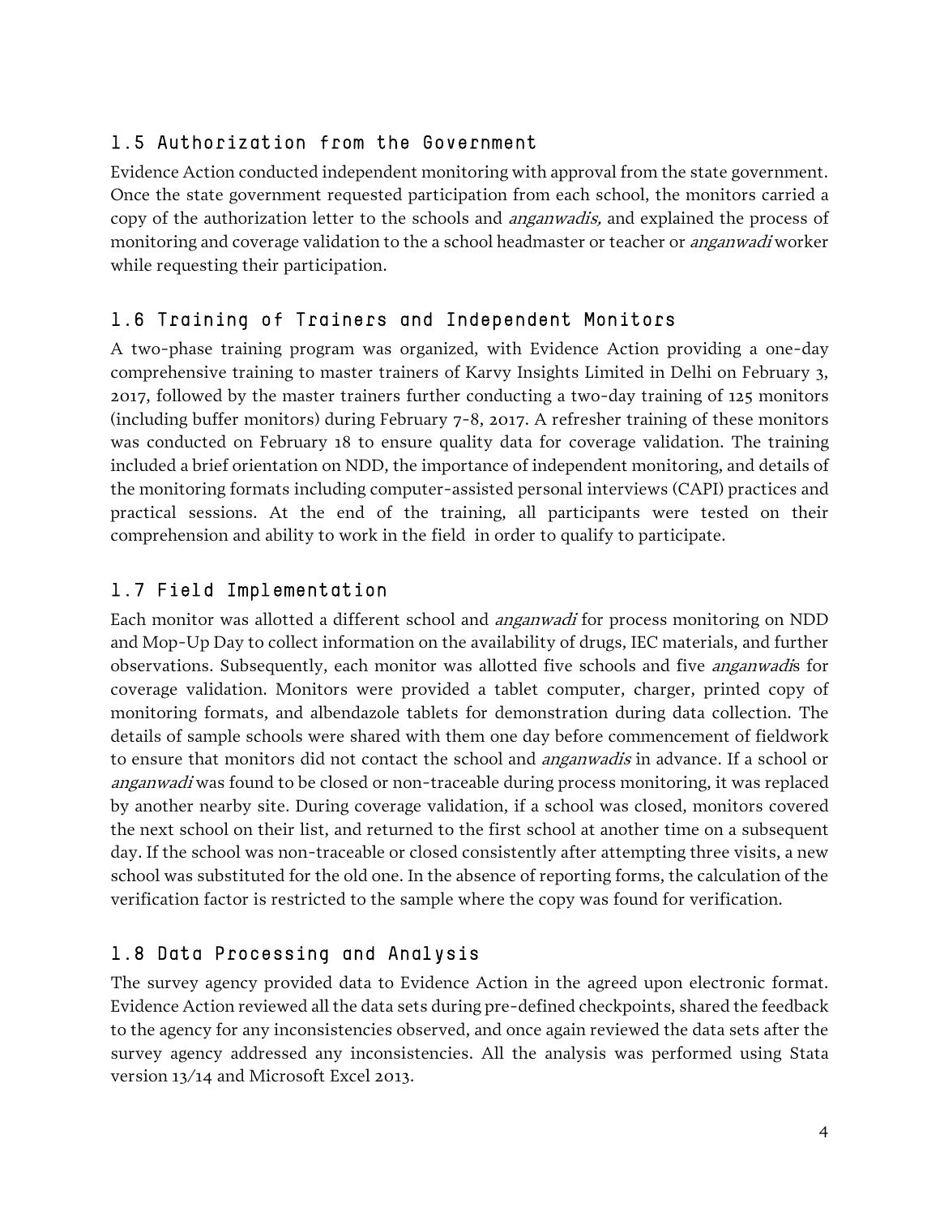## 1.5 Authorization from the Government

Evidence Action conducted independent monitoring with approval from the state government. Once the state government requested participation from each school, the monitors carried a copy of the authorization letter to the schools and *anganwadis,* and explained the process of monitoring and coverage validation to the a school headmaster or teacher or *anganwadi* worker while requesting their participation.

## 1.6 Training of Trainers and Independent Monitors

A two-phase training program was organized, with Evidence Action providing a one-day comprehensive training to master trainers of Karvy Insights Limited in Delhi on February 3, 2017, followed by the master trainers further conducting a two-day training of 125 monitors (including buffer monitors) during February 7-8, 2017. A refresher training of these monitors was conducted on February 18 to ensure quality data for coverage validation. The training included a brief orientation on NDD, the importance of independent monitoring, and details of the monitoring formats including computer-assisted personal interviews (CAPI) practices and practical sessions. At the end of the training, all participants were tested on their comprehension and ability to work in the field in order to qualify to participate.

## 1.7 Field Implementation

Each monitor was allotted a different school and *anganwadi* for process monitoring on NDD and Mop-Up Day to collect information on the availability of drugs, IEC materials, and further observations. Subsequently, each monitor was allotted five schools and five *anganwadi*s for coverage validation. Monitors were provided a tablet computer, charger, printed copy of monitoring formats, and albendazole tablets for demonstration during data collection. The details of sample schools were shared with them one day before commencement of fieldwork to ensure that monitors did not contact the school and *anganwadis* in advance. If a school or *anganwadi* was found to be closed or non-traceable during process monitoring, it was replaced by another nearby site. During coverage validation, if a school was closed, monitors covered the next school on their list, and returned to the first school at another time on a subsequent day. If the school was non-traceable or closed consistently after attempting three visits, a new school was substituted for the old one. In the absence of reporting forms, the calculation of the verification factor is restricted to the sample where the copy was found for verification.

## 1.8 Data Processing and Analysis

The survey agency provided data to Evidence Action in the agreed upon electronic format. Evidence Action reviewed all the data sets during pre-defined checkpoints, shared the feedback to the agency for any inconsistencies observed, and once again reviewed the data sets after the survey agency addressed any inconsistencies. All the analysis was performed using Stata version 13/14 and Microsoft Excel 2013.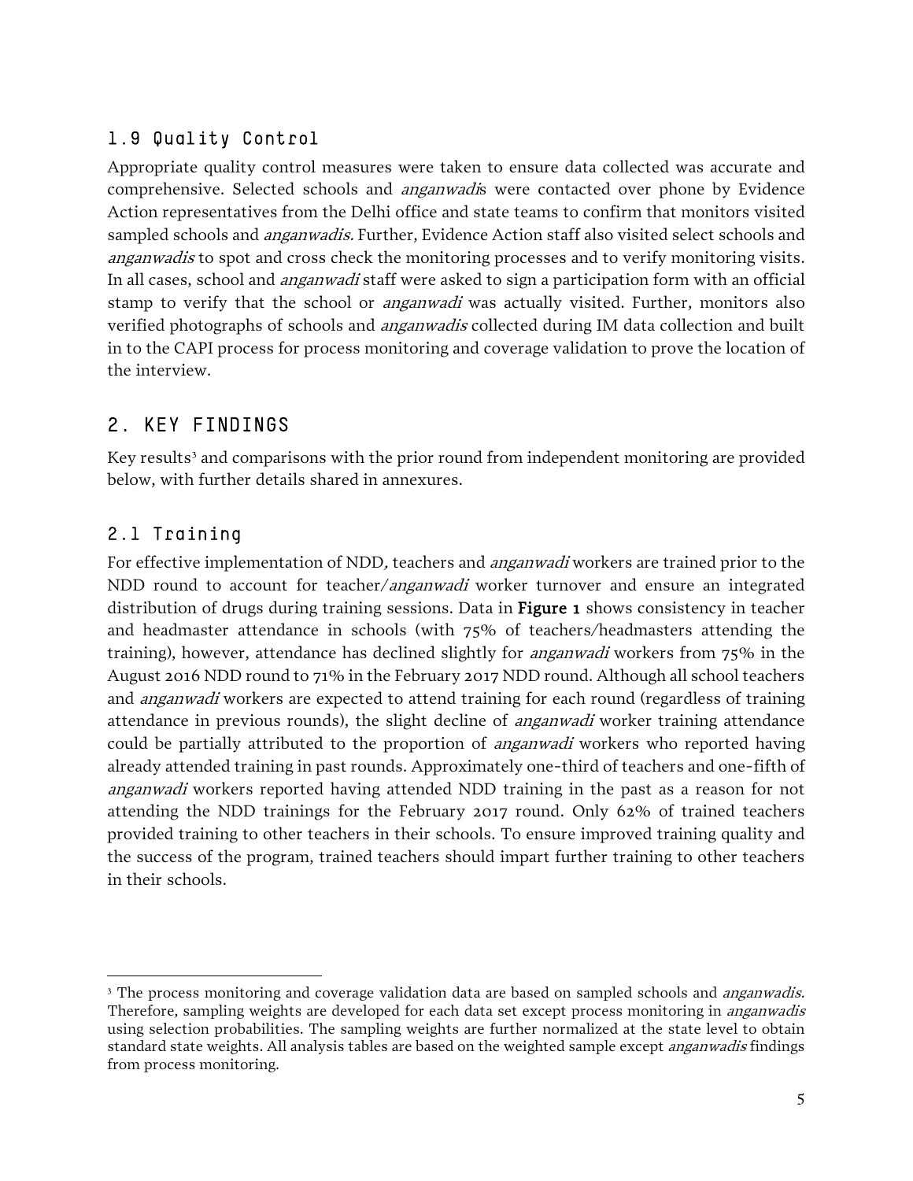## 1.9 Quality Control

Appropriate quality control measures were taken to ensure data collected was accurate and comprehensive. Selected schools and *anganwadi*s were contacted over phone by Evidence Action representatives from the Delhi office and state teams to confirm that monitors visited sampled schools and *anganwadis.* Further, Evidence Action staff also visited select schools and *anganwadis* to spot and cross check the monitoring processes and to verify monitoring visits. In all cases, school and *anganwadi* staff were asked to sign a participation form with an official stamp to verify that the school or *anganwadi* was actually visited. Further, monitors also verified photographs of schools and *anganwadis* collected during IM data collection and built in to the CAPI process for process monitoring and coverage validation to prove the location of the interview.

# 2. KEY FINDINGS

Key results[3] and comparisons with the prior round from independent monitoring are provided below, with further details shared in annexures.

## 2.1 Training

For effective implementation of NDD, teachers and *anganwadi* workers are trained prior to the NDD round to account for teacher/*anganwadi* worker turnover and ensure an integrated distribution of drugs during training sessions. Data in **Figure 1** shows consistency in teacher and headmaster attendance in schools (with 75% of teachers/headmasters attending the training), however, attendance has declined slightly for *anganwadi* workers from 75% in the August 2016 NDD round to 71% in the February 2017 NDD round. Although all school teachers and *anganwadi* workers are expected to attend training for each round (regardless of training attendance in previous rounds), the slight decline of *anganwadi* worker training attendance could be partially attributed to the proportion of *anganwadi* workers who reported having already attended training in past rounds. Approximately one-third of teachers and one-fifth of *anganwadi* workers reported having attended NDD training in the past as a reason for not attending the NDD trainings for the February 2017 round. Only 62% of trained teachers provided training to other teachers in their schools. To ensure improved training quality and the success of the program, trained teachers should impart further training to other teachers in their schools.

---

[3] The process monitoring and coverage validation data are based on sampled schools and *anganwadis.* Therefore, sampling weights are developed for each data set except process monitoring in *anganwadis* using selection probabilities. The sampling weights are further normalized at the state level to obtain standard state weights. All analysis tables are based on the weighted sample except *anganwadis* findings from process monitoring.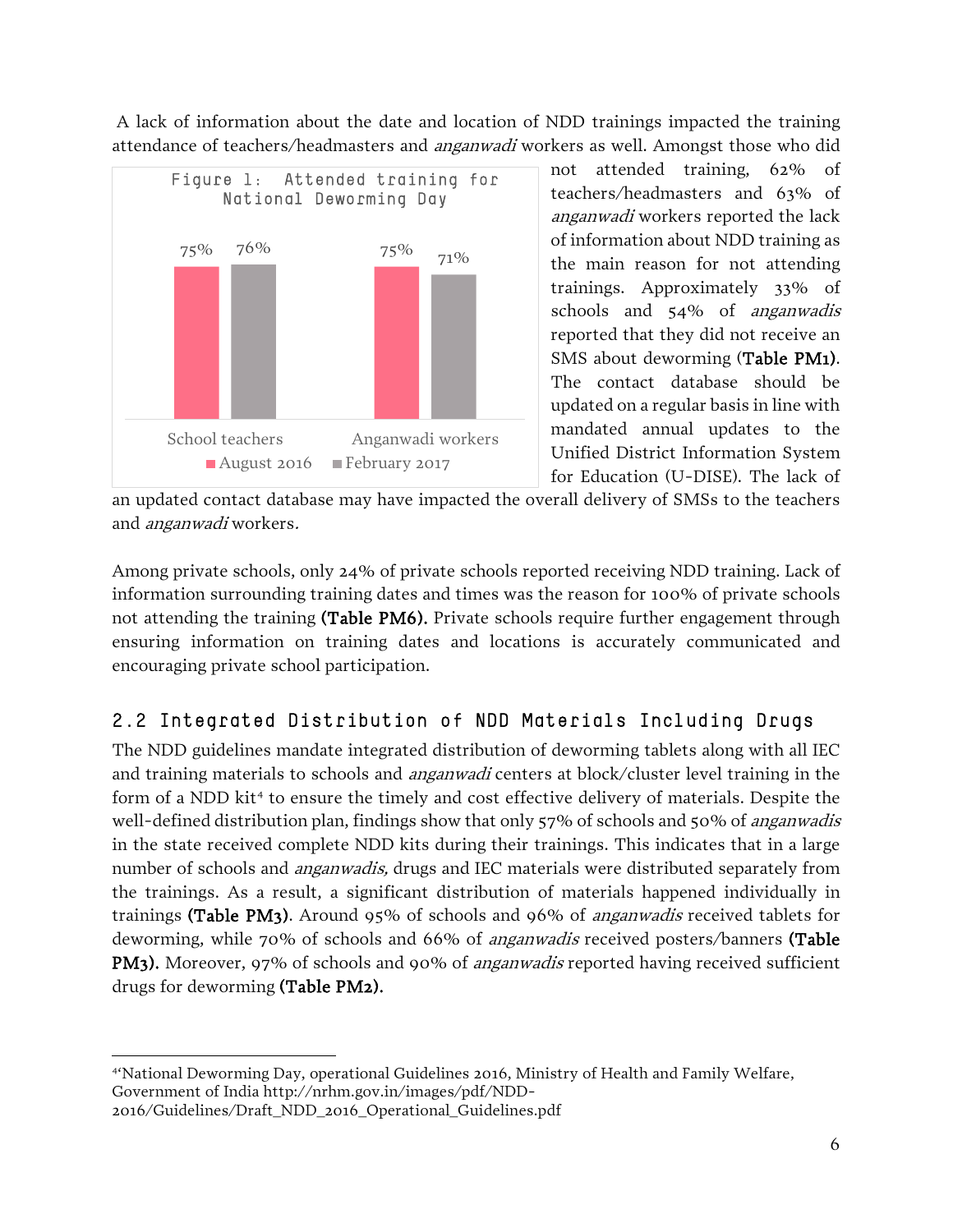A lack of information about the date and location of NDD trainings impacted the training attendance of teachers/headmasters and *anganwadi* workers as well. Amongst those who did not attended training, 62% of teachers/headmasters and 63% of *anganwadi* workers reported the lack of information about NDD training as the main reason for not attending trainings. Approximately 33% of schools and 54% of *anganwadis* reported that they did not receive an SMS about deworming (**Table PM1**). The contact database should be updated on a regular basis in line with mandated annual updates to the Unified District Information System for Education (U-DISE). The lack of an updated contact database may have impacted the overall delivery of SMSs to the teachers and *anganwadi* workers.

Figure 1: Attended training for National Deworming Day

| | August 2016 | February 2017 |
| --- | --- | --- |
| School teachers | 75% | 76% |
| Anganwadi workers | 75% | 71% |

Among private schools, only 24% of private schools reported receiving NDD training. Lack of information surrounding training dates and times was the reason for 100% of private schools not attending the training **(Table PM6)**. Private schools require further engagement through ensuring information on training dates and locations is accurately communicated and encouraging private school participation.

## 2.2 Integrated Distribution of NDD Materials Including Drugs

The NDD guidelines mandate integrated distribution of deworming tablets along with all IEC and training materials to schools and *anganwadi* centers at block/cluster level training in the form of a NDD kit[4] to ensure the timely and cost effective delivery of materials. Despite the well-defined distribution plan, findings show that only 57% of schools and 50% of *anganwadis* in the state received complete NDD kits during their trainings. This indicates that in a large number of schools and *anganwadis,* drugs and IEC materials were distributed separately from the trainings. As a result, a significant distribution of materials happened individually in trainings **(Table PM3)**. Around 95% of schools and 96% of *anganwadis* received tablets for deworming, while 70% of schools and 66% of *anganwadis* received posters/banners **(Table PM3).** Moreover, 97% of schools and 90% of *anganwadis* reported having received sufficient drugs for deworming **(Table PM2).**

[4] 'National Deworming Day, operational Guidelines 2016, Ministry of Health and Family Welfare, Government of India http://nrhm.gov.in/images/pdf/NDD-2016/Guidelines/Draft_NDD_2016_Operational_Guidelines.pdf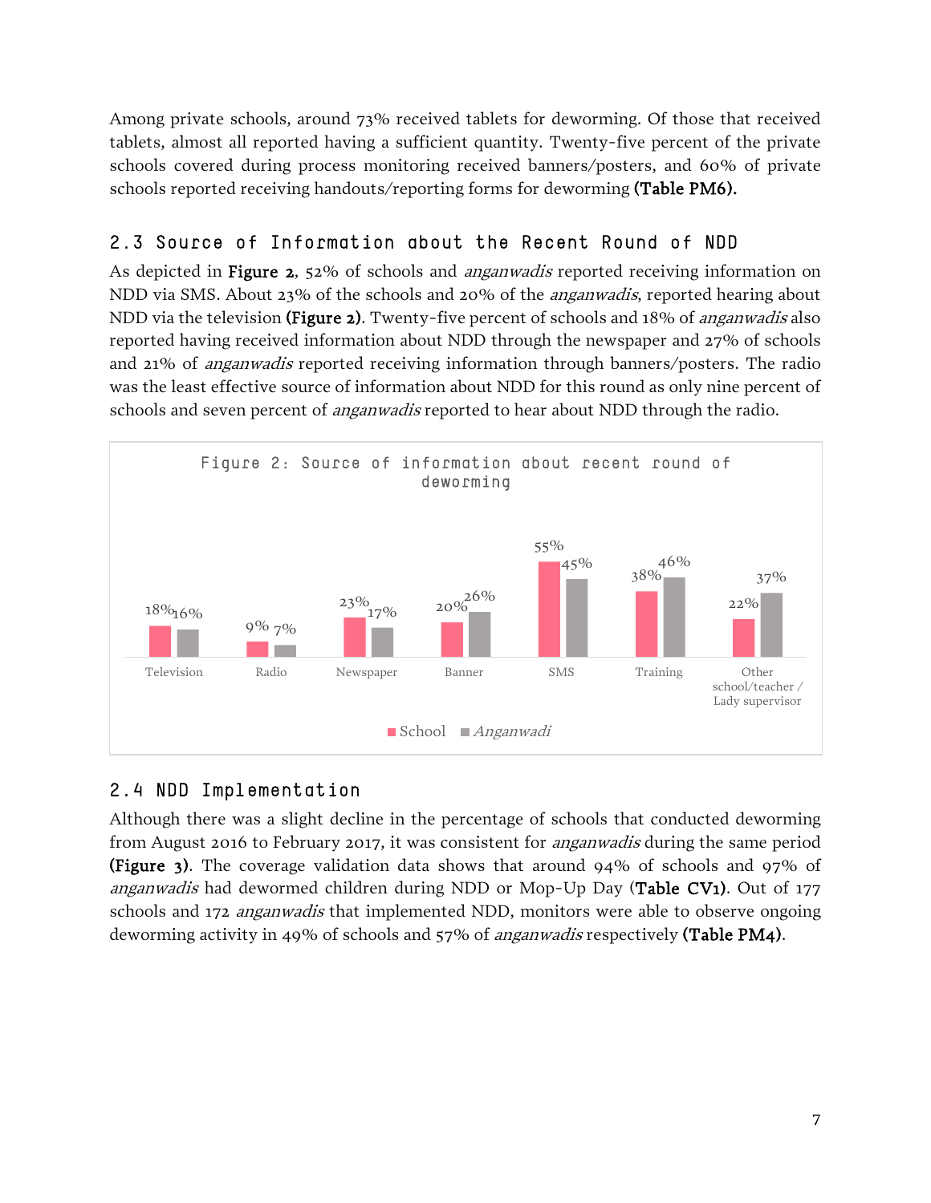Among private schools, around 73% received tablets for deworming. Of those that received tablets, almost all reported having a sufficient quantity. Twenty-five percent of the private schools covered during process monitoring received banners/posters, and 60% of private schools reported receiving handouts/reporting forms for deworming **(Table PM6).**

## 2.3 Source of Information about the Recent Round of NDD

As depicted in **Figure 2**, 52% of schools and *anganwadis* reported receiving information on NDD via SMS. About 23% of the schools and 20% of the *anganwadis*, reported hearing about NDD via the television **(Figure 2)**. Twenty-five percent of schools and 18% of *anganwadis* also reported having received information about NDD through the newspaper and 27% of schools and 21% of *anganwadis* reported receiving information through banners/posters. The radio was the least effective source of information about NDD for this round as only nine percent of schools and seven percent of *anganwadis* reported to hear about NDD through the radio.

Figure 2: Source of information about recent round of deworming

| | Television | Radio | Newspaper | Banner | SMS | Training | Other school/teacher / Lady supervisor |
|---|---|---|---|---|---|---|---|
| School | 18% | 9% | 23% | 20% | 55% | 38% | 22% |
| *Anganwadi* | 16% | 7% | 17% | 26% | 45% | 46% | 37% |

## 2.4 NDD Implementation

Although there was a slight decline in the percentage of schools that conducted deworming from August 2016 to February 2017, it was consistent for *anganwadis* during the same period **(Figure 3)**. The coverage validation data shows that around 94% of schools and 97% of *anganwadis* had dewormed children during NDD or Mop-Up Day (**Table CV1**). Out of 177 schools and 172 *anganwadis* that implemented NDD, monitors were able to observe ongoing deworming activity in 49% of schools and 57% of *anganwadis* respectively **(Table PM4)**.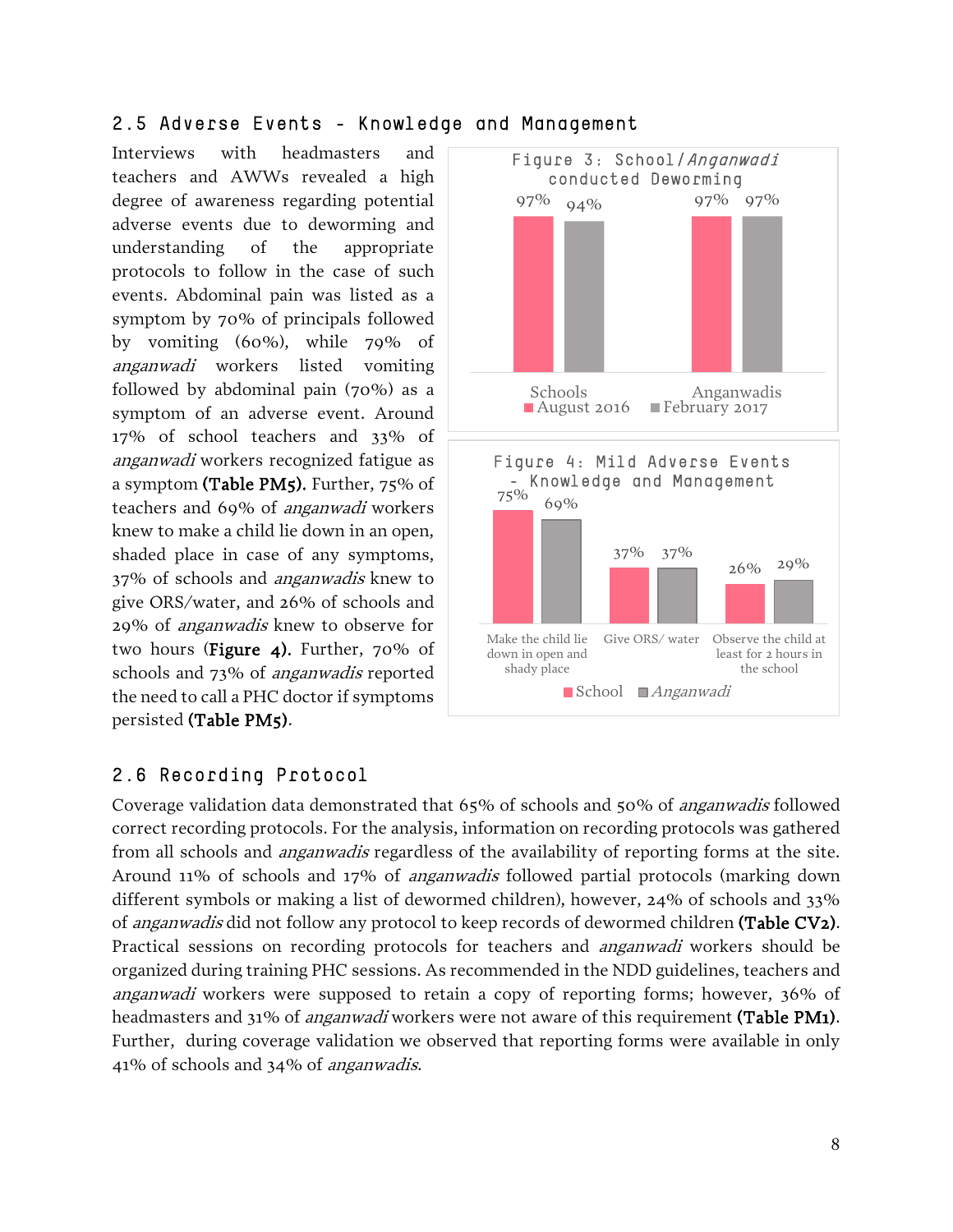## 2.5 Adverse Events - Knowledge and Management

Interviews with headmasters and teachers and AWWs revealed a high degree of awareness regarding potential adverse events due to deworming and understanding of the appropriate protocols to follow in the case of such events. Abdominal pain was listed as a symptom by 70% of principals followed by vomiting (60%), while 79% of *anganwadi* workers listed vomiting followed by abdominal pain (70%) as a symptom of an adverse event. Around 17% of school teachers and 33% of *anganwadi* workers recognized fatigue as a symptom **(Table PM5).** Further, 75% of teachers and 69% of *anganwadi* workers knew to make a child lie down in an open, shaded place in case of any symptoms, 37% of schools and *anganwadis* knew to give ORS/water, and 26% of schools and 29% of *anganwadis* knew to observe for two hours (**Figure 4**). Further, 70% of schools and 73% of *anganwadis* reported the need to call a PHC doctor if symptoms persisted **(Table PM5)**.

Figure 3: School/*Anganwadi* conducted Deworming

| | August 2016 | February 2017 |
|---|---|---|
| Schools | 97% | 94% |
| Anganwadis | 97% | 97% |

Figure 4: Mild Adverse Events - Knowledge and Management

| | School | *Anganwadi* |
|---|---|---|
| Make the child lie down in open and shady place | 75% | 69% |
| Give ORS/ water | 37% | 37% |
| Observe the child at least for 2 hours in the school | 26% | 29% |

## 2.6 Recording Protocol

Coverage validation data demonstrated that 65% of schools and 50% of *anganwadis* followed correct recording protocols. For the analysis, information on recording protocols was gathered from all schools and *anganwadis* regardless of the availability of reporting forms at the site. Around 11% of schools and 17% of *anganwadis* followed partial protocols (marking down different symbols or making a list of dewormed children), however, 24% of schools and 33% of *anganwadis* did not follow any protocol to keep records of dewormed children **(Table CV2)**. Practical sessions on recording protocols for teachers and *anganwadi* workers should be organized during training PHC sessions. As recommended in the NDD guidelines, teachers and *anganwadi* workers were supposed to retain a copy of reporting forms; however, 36% of headmasters and 31% of *anganwadi* workers were not aware of this requirement **(Table PM1)**. Further, during coverage validation we observed that reporting forms were available in only 41% of schools and 34% of *anganwadis*.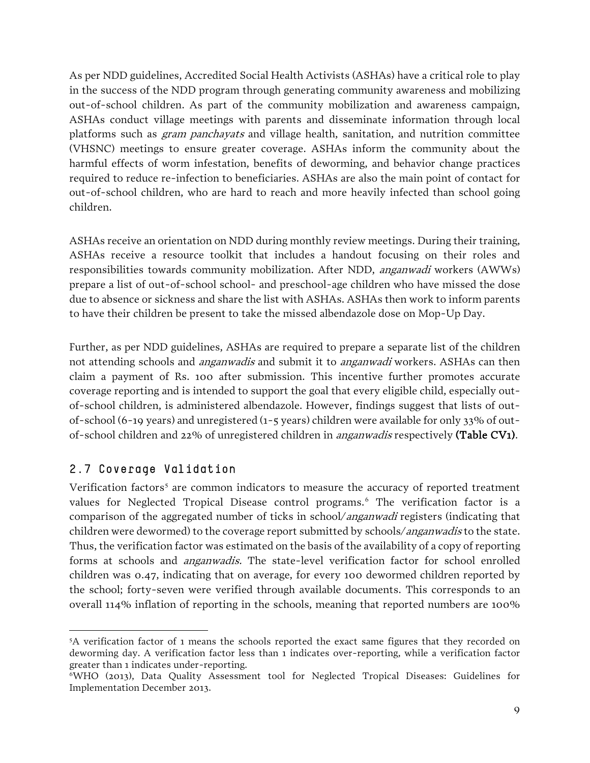As per NDD guidelines, Accredited Social Health Activists (ASHAs) have a critical role to play in the success of the NDD program through generating community awareness and mobilizing out-of-school children. As part of the community mobilization and awareness campaign, ASHAs conduct village meetings with parents and disseminate information through local platforms such as *gram panchayats* and village health, sanitation, and nutrition committee (VHSNC) meetings to ensure greater coverage. ASHAs inform the community about the harmful effects of worm infestation, benefits of deworming, and behavior change practices required to reduce re-infection to beneficiaries. ASHAs are also the main point of contact for out-of-school children, who are hard to reach and more heavily infected than school going children.

ASHAs receive an orientation on NDD during monthly review meetings. During their training, ASHAs receive a resource toolkit that includes a handout focusing on their roles and responsibilities towards community mobilization. After NDD, *anganwadi* workers (AWWs) prepare a list of out-of-school school- and preschool-age children who have missed the dose due to absence or sickness and share the list with ASHAs. ASHAs then work to inform parents to have their children be present to take the missed albendazole dose on Mop-Up Day.

Further, as per NDD guidelines, ASHAs are required to prepare a separate list of the children not attending schools and *anganwadis* and submit it to *anganwadi* workers. ASHAs can then claim a payment of Rs. 100 after submission. This incentive further promotes accurate coverage reporting and is intended to support the goal that every eligible child, especially out-of-school children, is administered albendazole. However, findings suggest that lists of out-of-school (6-19 years) and unregistered (1-5 years) children were available for only 33% of out-of-school children and 22% of unregistered children in *anganwadis* respectively **(Table CV1)**.

## 2.7 Coverage Validation

Verification factors[5] are common indicators to measure the accuracy of reported treatment values for Neglected Tropical Disease control programs.[6] The verification factor is a comparison of the aggregated number of ticks in school/*anganwadi* registers (indicating that children were dewormed) to the coverage report submitted by schools/*anganwadis* to the state. Thus, the verification factor was estimated on the basis of the availability of a copy of reporting forms at schools and *anganwadis.* The state-level verification factor for school enrolled children was 0.47, indicating that on average, for every 100 dewormed children reported by the school; forty-seven were verified through available documents. This corresponds to an overall 114% inflation of reporting in the schools, meaning that reported numbers are 100%

[5] A verification factor of 1 means the schools reported the exact same figures that they recorded on deworming day. A verification factor less than 1 indicates over-reporting, while a verification factor greater than 1 indicates under-reporting.

[6] WHO (2013), Data Quality Assessment tool for Neglected Tropical Diseases: Guidelines for Implementation December 2013.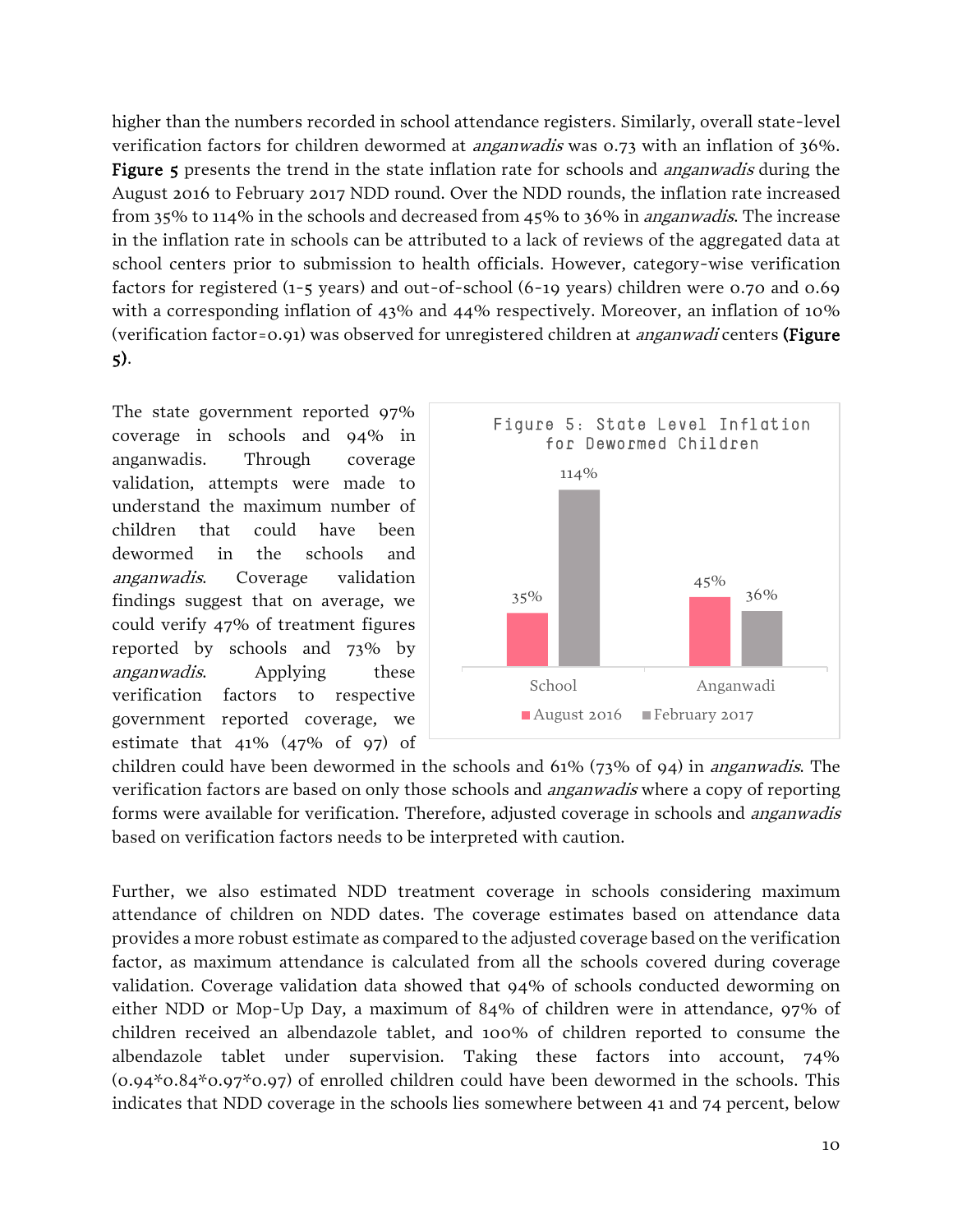higher than the numbers recorded in school attendance registers. Similarly, overall state-level verification factors for children dewormed at *anganwadis* was 0.73 with an inflation of 36%. **Figure 5** presents the trend in the state inflation rate for schools and *anganwadis* during the August 2016 to February 2017 NDD round. Over the NDD rounds, the inflation rate increased from 35% to 114% in the schools and decreased from 45% to 36% in *anganwadis*. The increase in the inflation rate in schools can be attributed to a lack of reviews of the aggregated data at school centers prior to submission to health officials. However, category-wise verification factors for registered (1-5 years) and out-of-school (6-19 years) children were 0.70 and 0.69 with a corresponding inflation of 43% and 44% respectively. Moreover, an inflation of 10% (verification factor=0.91) was observed for unregistered children at *anganwadi* centers **(Figure 5)**.

Figure 5: State Level Inflation for Dewormed Children

| | August 2016 | February 2017 |
|---|---|---|
| School | 35% | 114% |
| Anganwadi | 45% | 36% |

The state government reported 97% coverage in schools and 94% in anganwadis. Through coverage validation, attempts were made to understand the maximum number of children that could have been dewormed in the schools and *anganwadis*. Coverage validation findings suggest that on average, we could verify 47% of treatment figures reported by schools and 73% by *anganwadis*. Applying these verification factors to respective government reported coverage, we estimate that 41% (47% of 97) of children could have been dewormed in the schools and 61% (73% of 94) in *anganwadis*. The verification factors are based on only those schools and *anganwadis* where a copy of reporting forms were available for verification. Therefore, adjusted coverage in schools and *anganwadis* based on verification factors needs to be interpreted with caution.

Further, we also estimated NDD treatment coverage in schools considering maximum attendance of children on NDD dates. The coverage estimates based on attendance data provides a more robust estimate as compared to the adjusted coverage based on the verification factor, as maximum attendance is calculated from all the schools covered during coverage validation. Coverage validation data showed that 94% of schools conducted deworming on either NDD or Mop-Up Day, a maximum of 84% of children were in attendance, 97% of children received an albendazole tablet, and 100% of children reported to consume the albendazole tablet under supervision. Taking these factors into account, 74% (0.94*0.84*0.97*0.97) of enrolled children could have been dewormed in the schools. This indicates that NDD coverage in the schools lies somewhere between 41 and 74 percent, below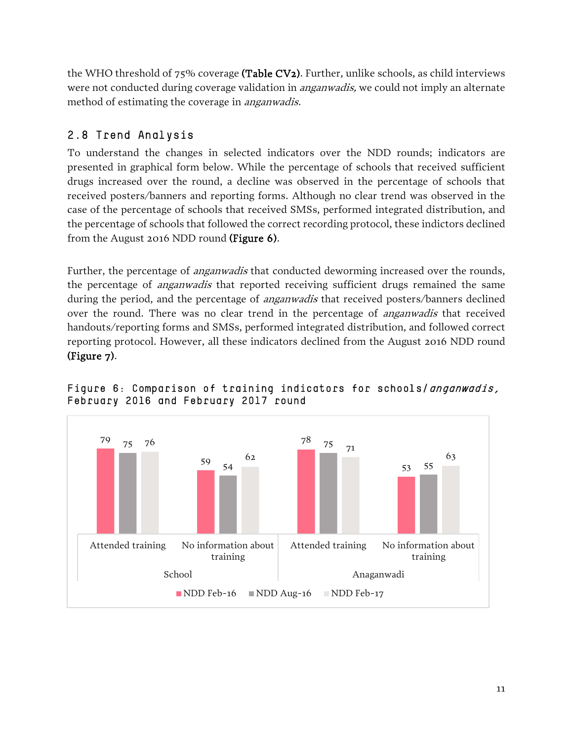the WHO threshold of 75% coverage **(Table CV2)**. Further, unlike schools, as child interviews were not conducted during coverage validation in *anganwadis,* we could not imply an alternate method of estimating the coverage in *anganwadis.*

## 2.8 Trend Analysis

To understand the changes in selected indicators over the NDD rounds; indicators are presented in graphical form below. While the percentage of schools that received sufficient drugs increased over the round, a decline was observed in the percentage of schools that received posters/banners and reporting forms. Although no clear trend was observed in the case of the percentage of schools that received SMSs, performed integrated distribution, and the percentage of schools that followed the correct recording protocol, these indictors declined from the August 2016 NDD round **(Figure 6)**.

Further, the percentage of *anganwadis* that conducted deworming increased over the rounds, the percentage of *anganwadis* that reported receiving sufficient drugs remained the same during the period, and the percentage of *anganwadis* that received posters/banners declined over the round. There was no clear trend in the percentage of *anganwadis* that received handouts/reporting forms and SMSs, performed integrated distribution, and followed correct reporting protocol. However, all these indicators declined from the August 2016 NDD round **(Figure 7)**.

Figure 6: Comparison of training indicators for schools/*anganwadis*, February 2016 and February 2017 round

| | School | | Anaganwadi | |
|---|---|---|---|---|
| | Attended training | No information about training | Attended training | No information about training |
| NDD Feb-16 | 79 | 59 | 78 | 53 |
| NDD Aug-16 | 75 | 54 | 75 | 55 |
| NDD Feb-17 | 76 | 62 | 71 | 63 |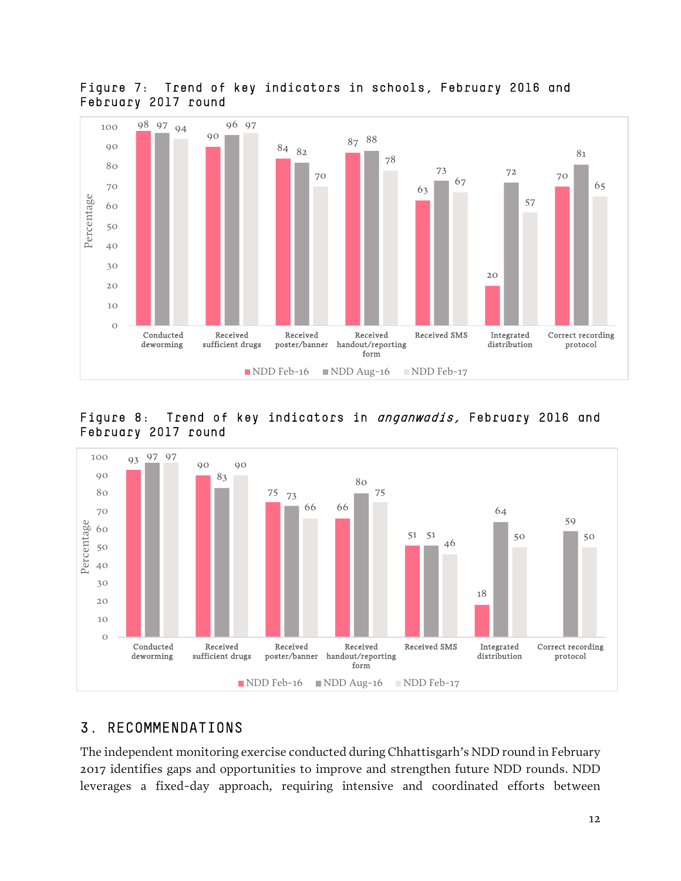Figure 7: Trend of key indicators in schools, February 2016 and February 2017 round

| Indicator | NDD Feb-16 | NDD Aug-16 | NDD Feb-17 |
|---|---|---|---|
| Conducted deworming | 98 | 97 | 94 |
| Received sufficient drugs | 90 | 96 | 97 |
| Received poster/banner | 84 | 82 | 70 |
| Received handout/reporting form | 87 | 88 | 78 |
| Received SMS | 63 | 73 | 67 |
| Integrated distribution | 20 | 72 | 57 |
| Correct recording protocol | 70 | 81 | 65 |

Figure 8: Trend of key indicators in *anganwadis,* February 2016 and February 2017 round

| Indicator | NDD Feb-16 | NDD Aug-16 | NDD Feb-17 |
|---|---|---|---|
| Conducted deworming | 93 | 97 | 97 |
| Received sufficient drugs | 90 | 83 | 90 |
| Received poster/banner | 75 | 73 | 66 |
| Received handout/reporting form | 66 | 80 | 75 |
| Received SMS | 51 | 51 | 46 |
| Integrated distribution | 18 | 64 | 50 |
| Correct recording protocol | | 59 | 50 |

## 3. RECOMMENDATIONS

The independent monitoring exercise conducted during Chhattisgarh's NDD round in February 2017 identifies gaps and opportunities to improve and strengthen future NDD rounds. NDD leverages a fixed-day approach, requiring intensive and coordinated efforts between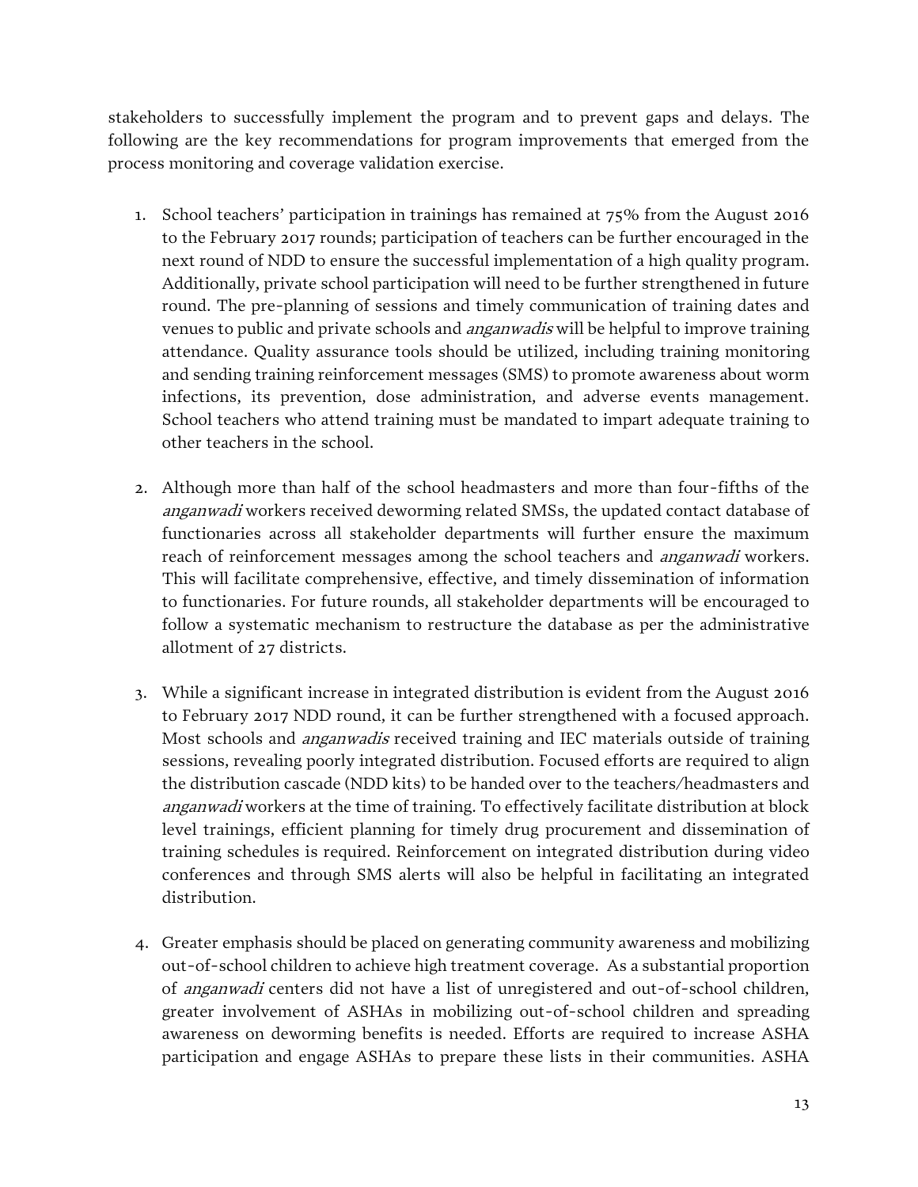stakeholders to successfully implement the program and to prevent gaps and delays. The following are the key recommendations for program improvements that emerged from the process monitoring and coverage validation exercise.

1. School teachers' participation in trainings has remained at 75% from the August 2016 to the February 2017 rounds; participation of teachers can be further encouraged in the next round of NDD to ensure the successful implementation of a high quality program. Additionally, private school participation will need to be further strengthened in future round. The pre-planning of sessions and timely communication of training dates and venues to public and private schools and *anganwadis* will be helpful to improve training attendance. Quality assurance tools should be utilized, including training monitoring and sending training reinforcement messages (SMS) to promote awareness about worm infections, its prevention, dose administration, and adverse events management. School teachers who attend training must be mandated to impart adequate training to other teachers in the school.

2. Although more than half of the school headmasters and more than four-fifths of the *anganwadi* workers received deworming related SMSs, the updated contact database of functionaries across all stakeholder departments will further ensure the maximum reach of reinforcement messages among the school teachers and *anganwadi* workers. This will facilitate comprehensive, effective, and timely dissemination of information to functionaries. For future rounds, all stakeholder departments will be encouraged to follow a systematic mechanism to restructure the database as per the administrative allotment of 27 districts.

3. While a significant increase in integrated distribution is evident from the August 2016 to February 2017 NDD round, it can be further strengthened with a focused approach. Most schools and *anganwadis* received training and IEC materials outside of training sessions, revealing poorly integrated distribution. Focused efforts are required to align the distribution cascade (NDD kits) to be handed over to the teachers/headmasters and *anganwadi* workers at the time of training. To effectively facilitate distribution at block level trainings, efficient planning for timely drug procurement and dissemination of training schedules is required. Reinforcement on integrated distribution during video conferences and through SMS alerts will also be helpful in facilitating an integrated distribution.

4. Greater emphasis should be placed on generating community awareness and mobilizing out-of-school children to achieve high treatment coverage. As a substantial proportion of *anganwadi* centers did not have a list of unregistered and out-of-school children, greater involvement of ASHAs in mobilizing out-of-school children and spreading awareness on deworming benefits is needed. Efforts are required to increase ASHA participation and engage ASHAs to prepare these lists in their communities. ASHA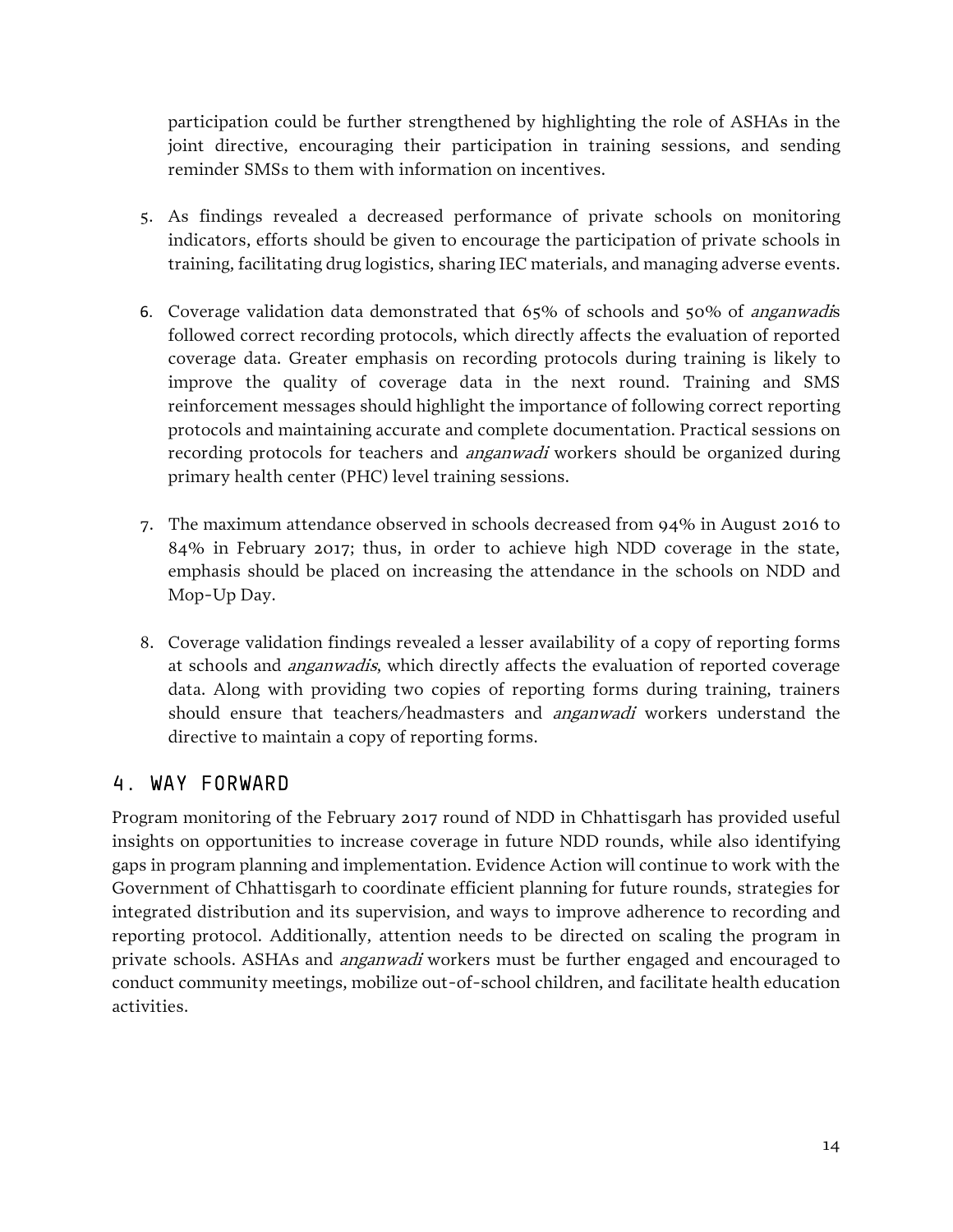participation could be further strengthened by highlighting the role of ASHAs in the joint directive, encouraging their participation in training sessions, and sending reminder SMSs to them with information on incentives.

5. As findings revealed a decreased performance of private schools on monitoring indicators, efforts should be given to encourage the participation of private schools in training, facilitating drug logistics, sharing IEC materials, and managing adverse events.

6. Coverage validation data demonstrated that 65% of schools and 50% of *anganwadi*s followed correct recording protocols, which directly affects the evaluation of reported coverage data. Greater emphasis on recording protocols during training is likely to improve the quality of coverage data in the next round. Training and SMS reinforcement messages should highlight the importance of following correct reporting protocols and maintaining accurate and complete documentation. Practical sessions on recording protocols for teachers and *anganwadi* workers should be organized during primary health center (PHC) level training sessions.

7. The maximum attendance observed in schools decreased from 94% in August 2016 to 84% in February 2017; thus, in order to achieve high NDD coverage in the state, emphasis should be placed on increasing the attendance in the schools on NDD and Mop-Up Day.

8. Coverage validation findings revealed a lesser availability of a copy of reporting forms at schools and *anganwadis*, which directly affects the evaluation of reported coverage data. Along with providing two copies of reporting forms during training, trainers should ensure that teachers/headmasters and *anganwadi* workers understand the directive to maintain a copy of reporting forms.

## 4. WAY FORWARD

Program monitoring of the February 2017 round of NDD in Chhattisgarh has provided useful insights on opportunities to increase coverage in future NDD rounds, while also identifying gaps in program planning and implementation. Evidence Action will continue to work with the Government of Chhattisgarh to coordinate efficient planning for future rounds, strategies for integrated distribution and its supervision, and ways to improve adherence to recording and reporting protocol. Additionally, attention needs to be directed on scaling the program in private schools. ASHAs and *anganwadi* workers must be further engaged and encouraged to conduct community meetings, mobilize out-of-school children, and facilitate health education activities.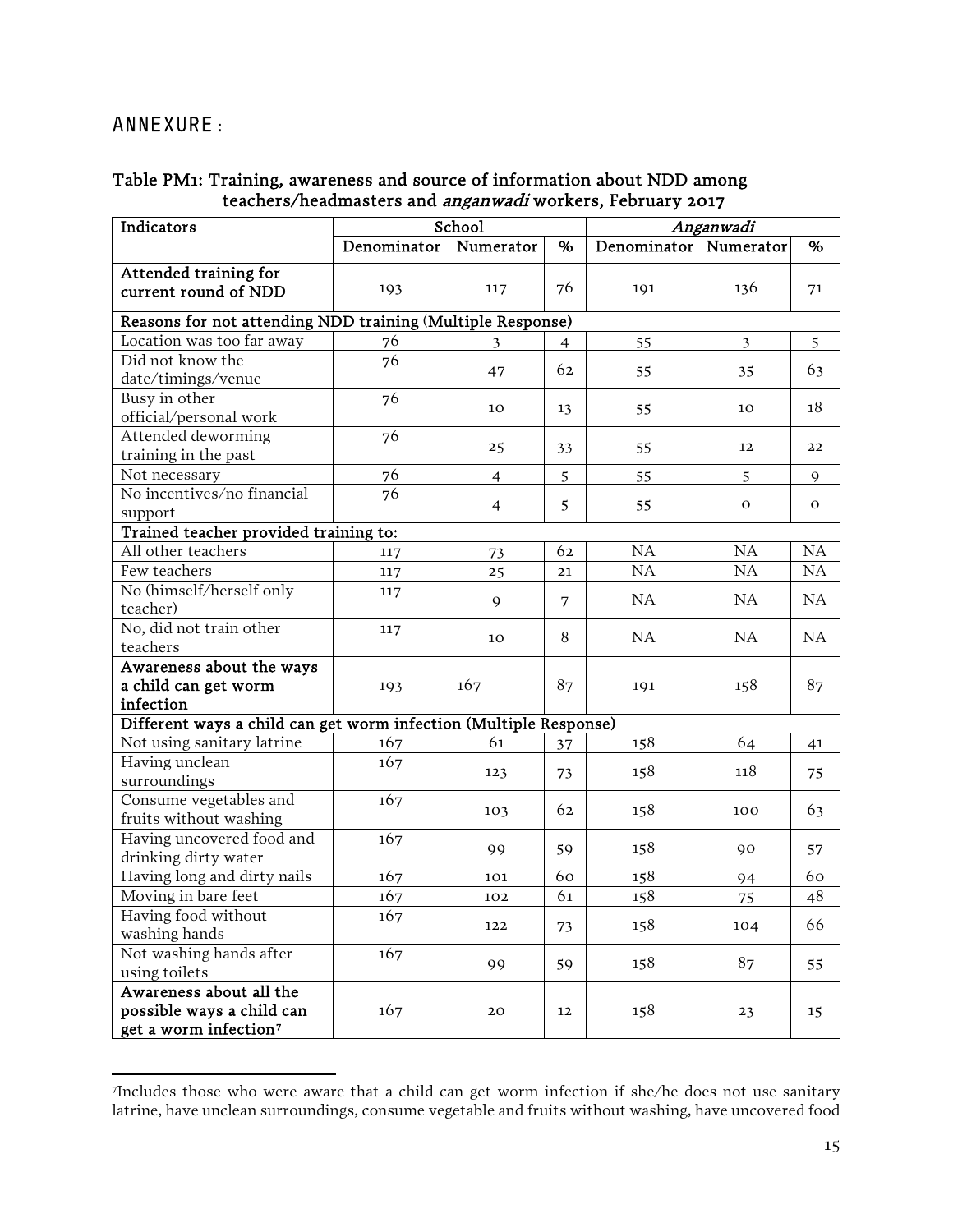## ANNEXURE:

### Table PM1: Training, awareness and source of information about NDD among teachers/headmasters and *anganwadi* workers, February 2017

| Indicators | School | | | *Anganwadi* | | |
|---|---|---|---|---|---|---|
| | Denominator | Numerator | % | Denominator | Numerator | % |
| **Attended training for current round of NDD** | 193 | 117 | 76 | 191 | 136 | 71 |
| **Reasons for not attending NDD training (Multiple Response)** | | | | | | |
| Location was too far away | 76 | 3 | 4 | 55 | 3 | 5 |
| Did not know the date/timings/venue | 76 | 47 | 62 | 55 | 35 | 63 |
| Busy in other official/personal work | 76 | 10 | 13 | 55 | 10 | 18 |
| Attended deworming training in the past | 76 | 25 | 33 | 55 | 12 | 22 |
| Not necessary | 76 | 4 | 5 | 55 | 5 | 9 |
| No incentives/no financial support | 76 | 4 | 5 | 55 | 0 | 0 |
| **Trained teacher provided training to:** | | | | | | |
| All other teachers | 117 | 73 | 62 | NA | NA | NA |
| Few teachers | 117 | 25 | 21 | NA | NA | NA |
| No (himself/herself only teacher) | 117 | 9 | 7 | NA | NA | NA |
| No, did not train other teachers | 117 | 10 | 8 | NA | NA | NA |
| **Awareness about the ways a child can get worm infection** | 193 | 167 | 87 | 191 | 158 | 87 |
| **Different ways a child can get worm infection (Multiple Response)** | | | | | | |
| Not using sanitary latrine | 167 | 61 | 37 | 158 | 64 | 41 |
| Having unclean surroundings | 167 | 123 | 73 | 158 | 118 | 75 |
| Consume vegetables and fruits without washing | 167 | 103 | 62 | 158 | 100 | 63 |
| Having uncovered food and drinking dirty water | 167 | 99 | 59 | 158 | 90 | 57 |
| Having long and dirty nails | 167 | 101 | 60 | 158 | 94 | 60 |
| Moving in bare feet | 167 | 102 | 61 | 158 | 75 | 48 |
| Having food without washing hands | 167 | 122 | 73 | 158 | 104 | 66 |
| Not washing hands after using toilets | 167 | 99 | 59 | 158 | 87 | 55 |
| **Awareness about all the possible ways a child can get a worm infection[7]** | 167 | 20 | 12 | 158 | 23 | 15 |

[7]Includes those who were aware that a child can get worm infection if she/he does not use sanitary latrine, have unclean surroundings, consume vegetable and fruits without washing, have uncovered food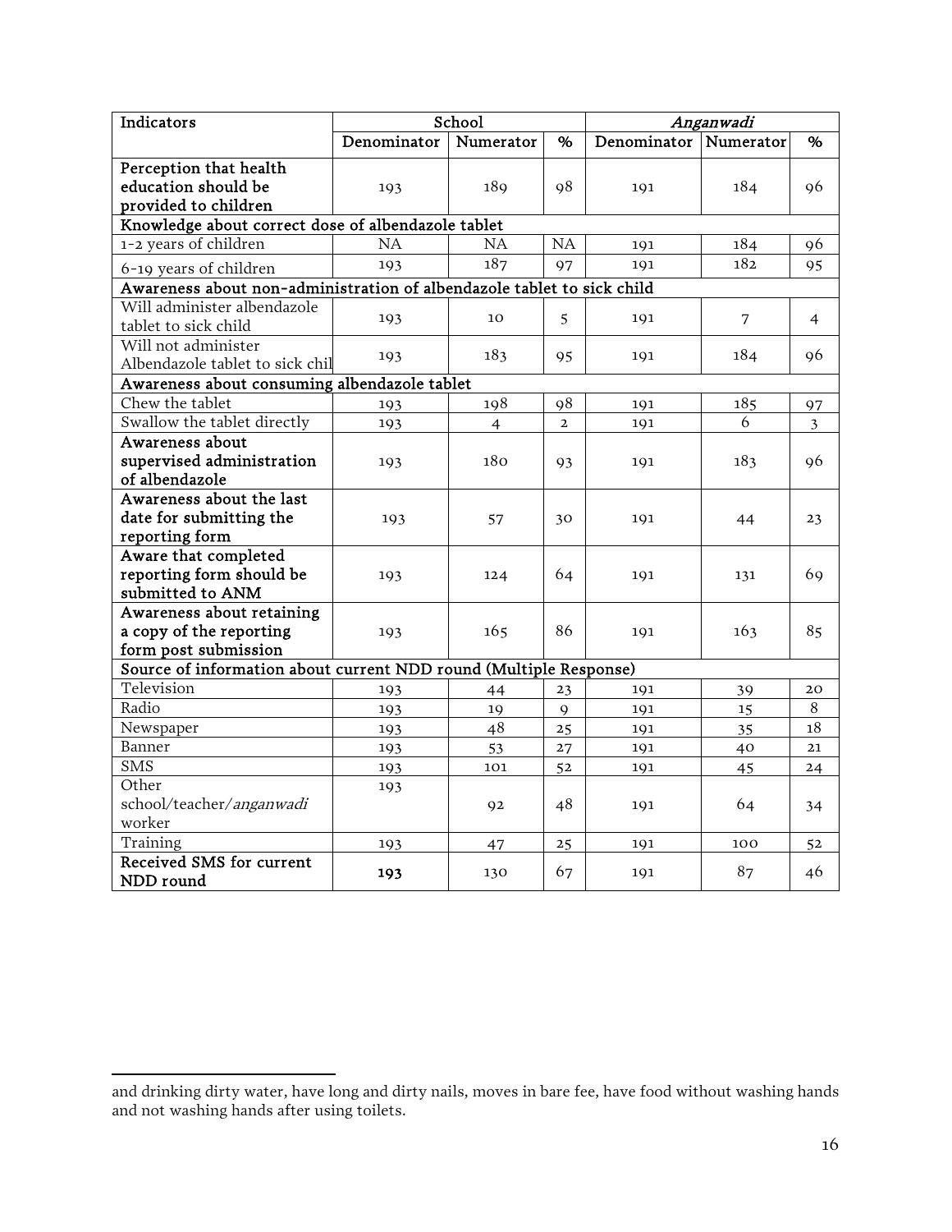| Indicators | School | | | *Anganwadi* | | |
|---|---|---|---|---|---|---|
| | Denominator | Numerator | % | Denominator | Numerator | % |
| Perception that health education should be provided to children | 193 | 189 | 98 | 191 | 184 | 96 |
| Knowledge about correct dose of albendazole tablet | | | | | | |
| 1-2 years of children | NA | NA | NA | 191 | 184 | 96 |
| 6-19 years of children | 193 | 187 | 97 | 191 | 182 | 95 |
| Awareness about non-administration of albendazole tablet to sick child | | | | | | |
| Will administer albendazole tablet to sick child | 193 | 10 | 5 | 191 | 7 | 4 |
| Will not administer Albendazole tablet to sick chil | 193 | 183 | 95 | 191 | 184 | 96 |
| Awareness about consuming albendazole tablet | | | | | | |
| Chew the tablet | 193 | 198 | 98 | 191 | 185 | 97 |
| Swallow the tablet directly | 193 | 4 | 2 | 191 | 6 | 3 |
| Awareness about supervised administration of albendazole | 193 | 180 | 93 | 191 | 183 | 96 |
| Awareness about the last date for submitting the reporting form | 193 | 57 | 30 | 191 | 44 | 23 |
| Aware that completed reporting form should be submitted to ANM | 193 | 124 | 64 | 191 | 131 | 69 |
| Awareness about retaining a copy of the reporting form post submission | 193 | 165 | 86 | 191 | 163 | 85 |
| Source of information about current NDD round (Multiple Response) | | | | | | |
| Television | 193 | 44 | 23 | 191 | 39 | 20 |
| Radio | 193 | 19 | 9 | 191 | 15 | 8 |
| Newspaper | 193 | 48 | 25 | 191 | 35 | 18 |
| Banner | 193 | 53 | 27 | 191 | 40 | 21 |
| SMS | 193 | 101 | 52 | 191 | 45 | 24 |
| Other school/teacher/*anganwadi* worker | 193 | 92 | 48 | 191 | 64 | 34 |
| Training | 193 | 47 | 25 | 191 | 100 | 52 |
| Received SMS for current NDD round | 193 | 130 | 67 | 191 | 87 | 46 |

and drinking dirty water, have long and dirty nails, moves in bare fee, have food without washing hands and not washing hands after using toilets.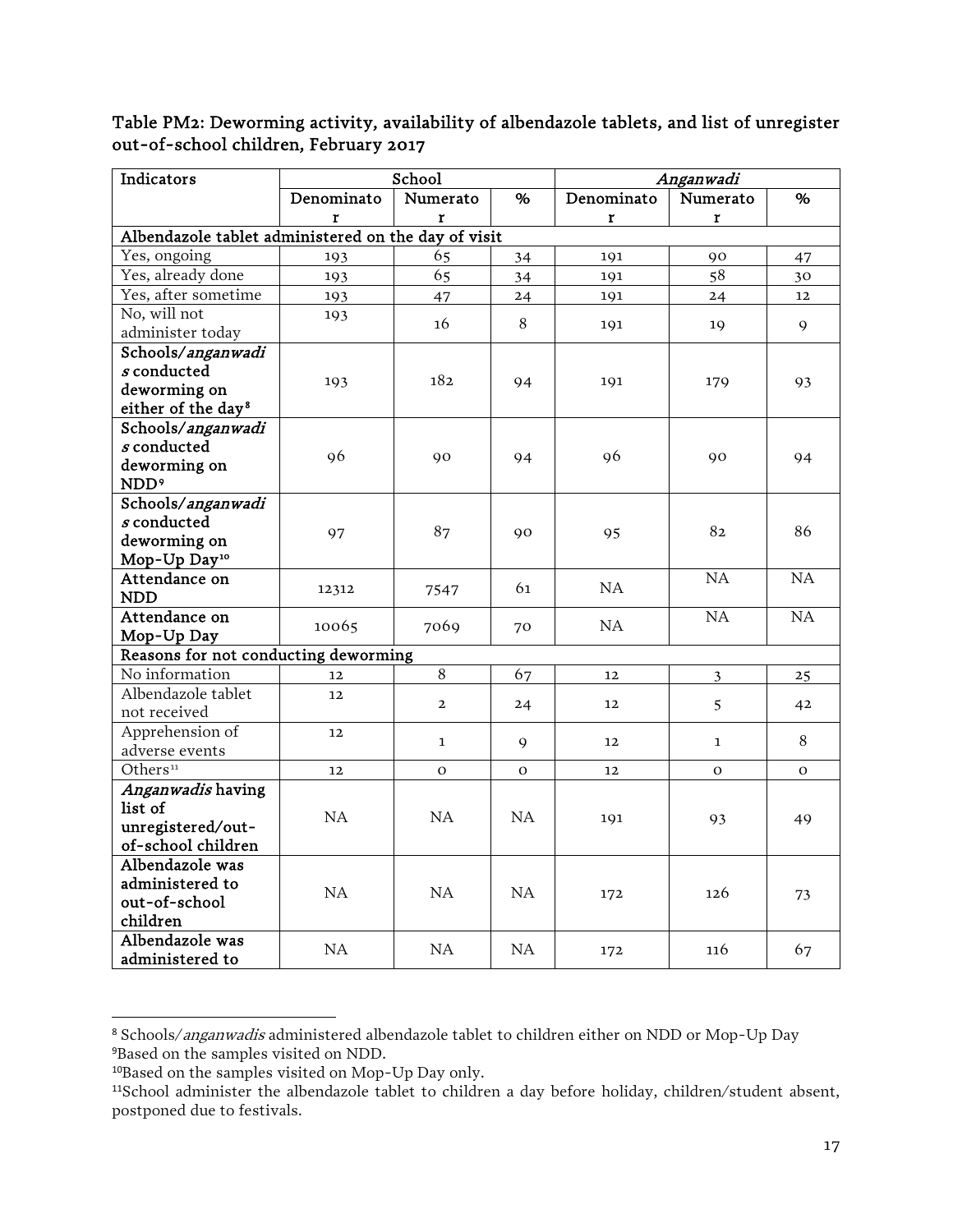Table PM2: Deworming activity, availability of albendazole tablets, and list of unregister out-of-school children, February 2017

| Indicators | School | | | *Anganwadi* | | |
|---|---|---|---|---|---|---|
| | Denominator | Numerator | % | Denominator | Numerator | % |
| **Albendazole tablet administered on the day of visit** | | | | | | |
| Yes, ongoing | 193 | 65 | 34 | 191 | 90 | 47 |
| Yes, already done | 193 | 65 | 34 | 191 | 58 | 30 |
| Yes, after sometime | 193 | 47 | 24 | 191 | 24 | 12 |
| No, will not administer today | 193 | 16 | 8 | 191 | 19 | 9 |
| **Schools/*anganwadis* conducted deworming on either of the day[8]** | 193 | 182 | 94 | 191 | 179 | 93 |
| **Schools/*anganwadis* conducted deworming on NDD[9]** | 96 | 90 | 94 | 96 | 90 | 94 |
| **Schools/*anganwadis* conducted deworming on Mop-Up Day[10]** | 97 | 87 | 90 | 95 | 82 | 86 |
| **Attendance on NDD** | 12312 | 7547 | 61 | NA | NA | NA |
| **Attendance on Mop-Up Day** | 10065 | 7069 | 70 | NA | NA | NA |
| **Reasons for not conducting deworming** | | | | | | |
| No information | 12 | 8 | 67 | 12 | 3 | 25 |
| Albendazole tablet not received | 12 | 2 | 24 | 12 | 5 | 42 |
| Apprehension of adverse events | 12 | 1 | 9 | 12 | 1 | 8 |
| Others[11] | 12 | 0 | 0 | 12 | 0 | 0 |
| ***Anganwadis* having list of unregistered/out-of-school children** | NA | NA | NA | 191 | 93 | 49 |
| **Albendazole was administered to out-of-school children** | NA | NA | NA | 172 | 126 | 73 |
| **Albendazole was administered to** | NA | NA | NA | 172 | 116 | 67 |

[8] Schools/*anganwadis* administered albendazole tablet to children either on NDD or Mop-Up Day

[9] Based on the samples visited on NDD.

[10] Based on the samples visited on Mop-Up Day only.

[11] School administer the albendazole tablet to children a day before holiday, children/student absent, postponed due to festivals.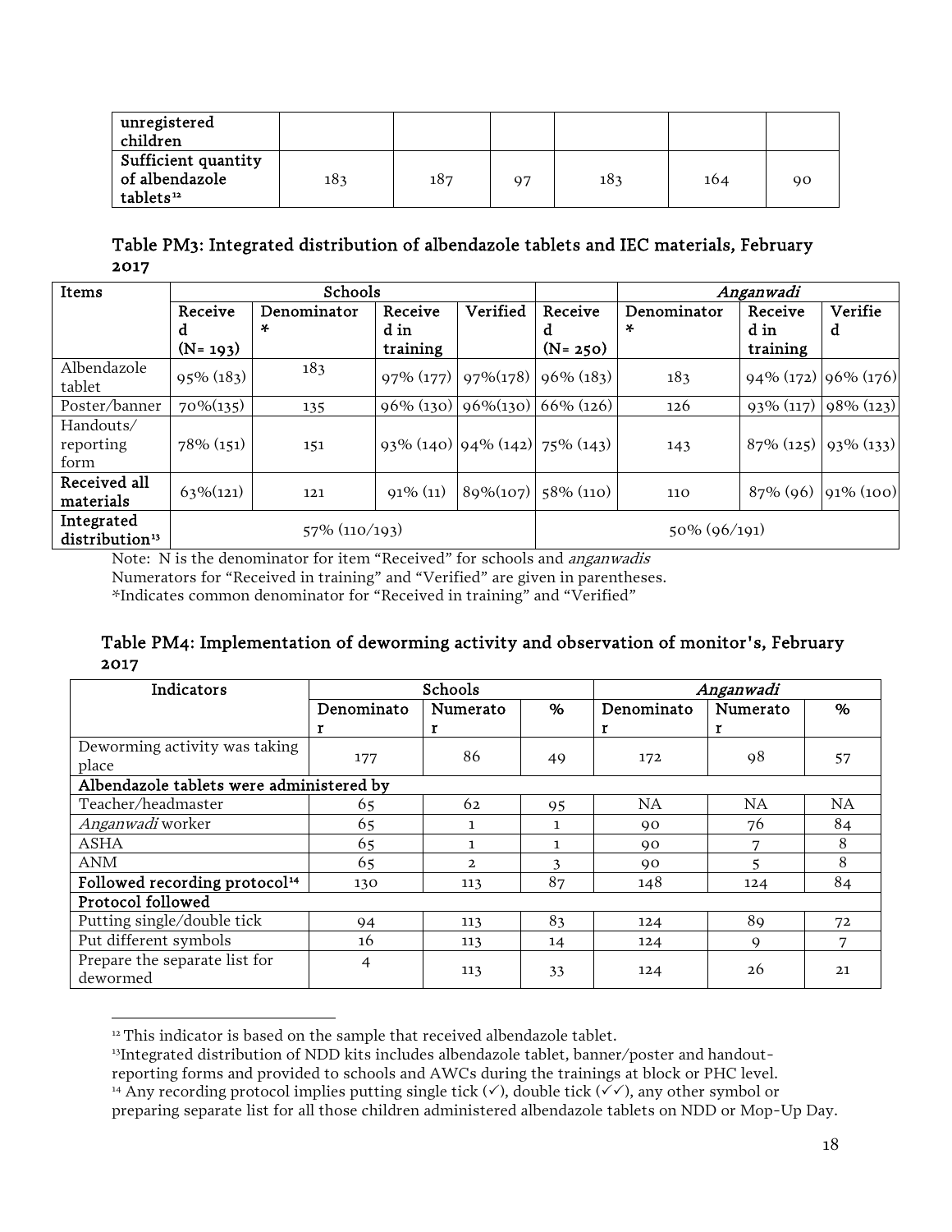| unregistered children | | | | | | |
|---|---|---|---|---|---|---|
| Sufficient quantity of albendazole tablets[12] | 183 | 187 | 97 | 183 | 164 | 90 |

### Table PM3: Integrated distribution of albendazole tablets and IEC materials, February 2017

| Items | Schools | | | | *Anganwadi* | | | |
|---|---|---|---|---|---|---|---|---|
| | Received (N= 193) | Denominator * | Received in training | Verified | Received (N= 250) | Denominator * | Received in training | Verified |
| Albendazole tablet | 95% (183) | 183 | 97% (177) | 97%(178) | 96% (183) | 183 | 94% (172) | 96% (176) |
| Poster/banner | 70%(135) | 135 | 96% (130) | 96%(130) | 66% (126) | 126 | 93% (117) | 98% (123) |
| Handouts/ reporting form | 78% (151) | 151 | 93% (140) | 94% (142) | 75% (143) | 143 | 87% (125) | 93% (133) |
| **Received all materials** | 63%(121) | 121 | 91% (11) | 89%(107) | 58% (110) | 110 | 87% (96) | 91% (100) |
| **Integrated distribution[13]** | 57% (110/193) | | | | 50% (96/191) | | | |

Note: N is the denominator for item "Received" for schools and *anganwadis*
Numerators for "Received in training" and "Verified" are given in parentheses.
*Indicates common denominator for "Received in training" and "Verified"

### Table PM4: Implementation of deworming activity and observation of monitor's, February 2017

| Indicators | Schools | | | *Anganwadi* | | |
|---|---|---|---|---|---|---|
| | Denominator | Numerator | % | Denominator | Numerator | % |
| Deworming activity was taking place | 177 | 86 | 49 | 172 | 98 | 57 |
| **Albendazole tablets were administered by** | | | | | | |
| Teacher/headmaster | 65 | 62 | 95 | NA | NA | NA |
| *Anganwadi* worker | 65 | 1 | 1 | 90 | 76 | 84 |
| ASHA | 65 | 1 | 1 | 90 | 7 | 8 |
| ANM | 65 | 2 | 3 | 90 | 5 | 8 |
| **Followed recording protocol[14]** | 130 | 113 | 87 | 148 | 124 | 84 |
| **Protocol followed** | | | | | | |
| Putting single/double tick | 94 | 113 | 83 | 124 | 89 | 72 |
| Put different symbols | 16 | 113 | 14 | 124 | 9 | 7 |
| Prepare the separate list for dewormed | 4 | 113 | 33 | 124 | 26 | 21 |

[12] This indicator is based on the sample that received albendazole tablet.

[13] Integrated distribution of NDD kits includes albendazole tablet, banner/poster and handout-reporting forms and provided to schools and AWCs during the trainings at block or PHC level.

[14] Any recording protocol implies putting single tick (✓), double tick (✓✓), any other symbol or preparing separate list for all those children administered albendazole tablets on NDD or Mop-Up Day.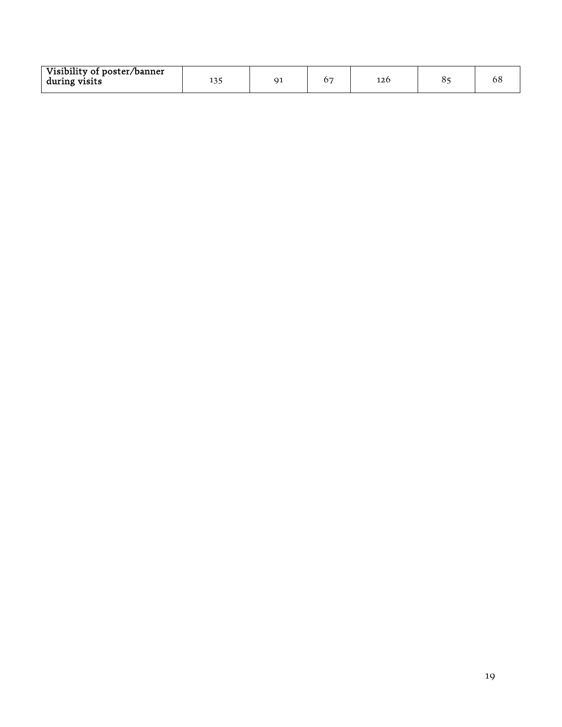| Visibility of poster/banner during visits | 135 | 91 | 67 | 126 | 85 | 68 |
|---|---|---|---|---|---|---|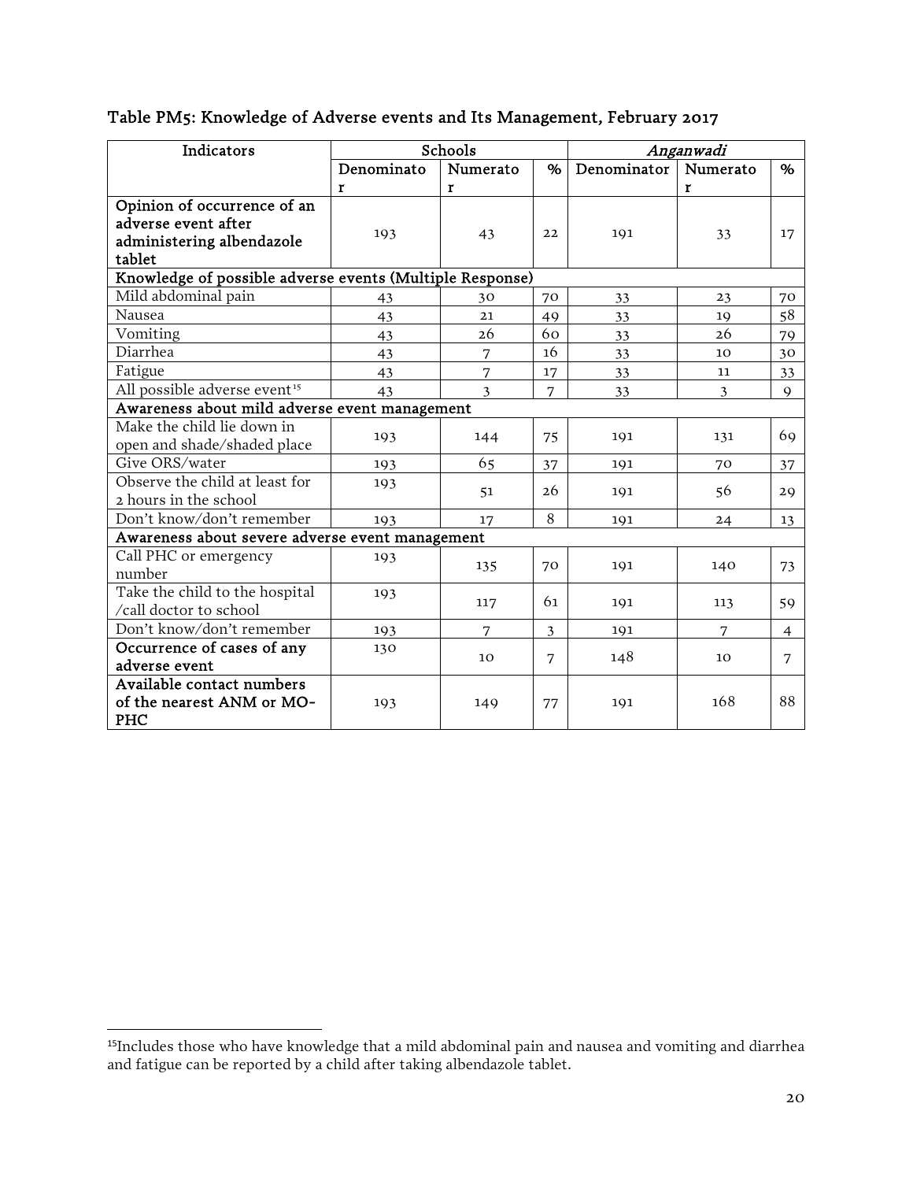### Table PM5: Knowledge of Adverse events and Its Management, February 2017

| Indicators | Schools | | | *Anganwadi* | | |
|---|---|---|---|---|---|---|
| | Denominator | Numerator | % | Denominator | Numerator | % |
| **Opinion of occurrence of an adverse event after administering albendazole tablet** | 193 | 43 | 22 | 191 | 33 | 17 |
| **Knowledge of possible adverse events (Multiple Response)** | | | | | | |
| Mild abdominal pain | 43 | 30 | 70 | 33 | 23 | 70 |
| Nausea | 43 | 21 | 49 | 33 | 19 | 58 |
| Vomiting | 43 | 26 | 60 | 33 | 26 | 79 |
| Diarrhea | 43 | 7 | 16 | 33 | 10 | 30 |
| Fatigue | 43 | 7 | 17 | 33 | 11 | 33 |
| All possible adverse event[15] | 43 | 3 | 7 | 33 | 3 | 9 |
| **Awareness about mild adverse event management** | | | | | | |
| Make the child lie down in open and shade/shaded place | 193 | 144 | 75 | 191 | 131 | 69 |
| Give ORS/water | 193 | 65 | 37 | 191 | 70 | 37 |
| Observe the child at least for 2 hours in the school | 193 | 51 | 26 | 191 | 56 | 29 |
| Don't know/don't remember | 193 | 17 | 8 | 191 | 24 | 13 |
| **Awareness about severe adverse event management** | | | | | | |
| Call PHC or emergency number | 193 | 135 | 70 | 191 | 140 | 73 |
| Take the child to the hospital /call doctor to school | 193 | 117 | 61 | 191 | 113 | 59 |
| Don't know/don't remember | 193 | 7 | 3 | 191 | 7 | 4 |
| **Occurrence of cases of any adverse event** | 130 | 10 | 7 | 148 | 10 | 7 |
| **Available contact numbers of the nearest ANM or MO-PHC** | 193 | 149 | 77 | 191 | 168 | 88 |

[15] Includes those who have knowledge that a mild abdominal pain and nausea and vomiting and diarrhea and fatigue can be reported by a child after taking albendazole tablet.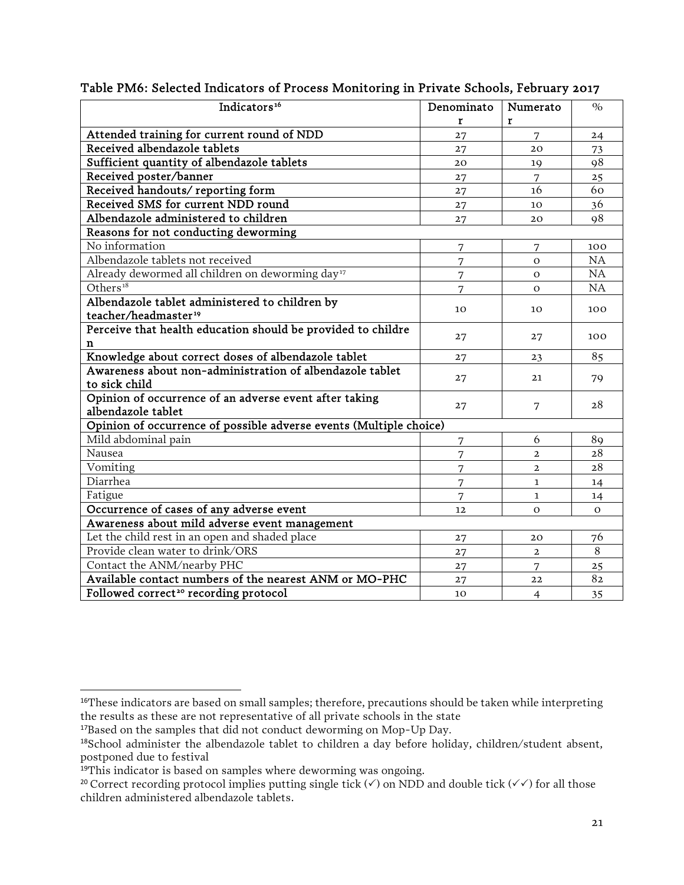Table PM6: Selected Indicators of Process Monitoring in Private Schools, February 2017

| Indicators[16] | Denominator | Numerator | % |
|---|---|---|---|
| **Attended training for current round of NDD** | 27 | 7 | 24 |
| **Received albendazole tablets** | 27 | 20 | 73 |
| **Sufficient quantity of albendazole tablets** | 20 | 19 | 98 |
| **Received poster/banner** | 27 | 7 | 25 |
| **Received handouts/ reporting form** | 27 | 16 | 60 |
| **Received SMS for current NDD round** | 27 | 10 | 36 |
| **Albendazole administered to children** | 27 | 20 | 98 |
| **Reasons for not conducting deworming** | | | |
| No information | 7 | 7 | 100 |
| Albendazole tablets not received | 7 | 0 | NA |
| Already dewormed all children on deworming day[17] | 7 | 0 | NA |
| Others[18] | 7 | 0 | NA |
| **Albendazole tablet administered to children by teacher/headmaster[19]** | 10 | 10 | 100 |
| **Perceive that health education should be provided to children** | 27 | 27 | 100 |
| **Knowledge about correct doses of albendazole tablet** | 27 | 23 | 85 |
| **Awareness about non-administration of albendazole tablet to sick child** | 27 | 21 | 79 |
| **Opinion of occurrence of an adverse event after taking albendazole tablet** | 27 | 7 | 28 |
| **Opinion of occurrence of possible adverse events (Multiple choice)** | | | |
| Mild abdominal pain | 7 | 6 | 89 |
| Nausea | 7 | 2 | 28 |
| Vomiting | 7 | 2 | 28 |
| Diarrhea | 7 | 1 | 14 |
| Fatigue | 7 | 1 | 14 |
| **Occurrence of cases of any adverse event** | 12 | 0 | 0 |
| **Awareness about mild adverse event management** | | | |
| Let the child rest in an open and shaded place | 27 | 20 | 76 |
| Provide clean water to drink/ORS | 27 | 2 | 8 |
| Contact the ANM/nearby PHC | 27 | 7 | 25 |
| **Available contact numbers of the nearest ANM or MO-PHC** | 27 | 22 | 82 |
| **Followed correct[20] recording protocol** | 10 | 4 | 35 |

[16] These indicators are based on small samples; therefore, precautions should be taken while interpreting the results as these are not representative of all private schools in the state

[17] Based on the samples that did not conduct deworming on Mop-Up Day.

[18] School administer the albendazole tablet to children a day before holiday, children/student absent, postponed due to festival

[19] This indicator is based on samples where deworming was ongoing.

[20] Correct recording protocol implies putting single tick (✓) on NDD and double tick (✓✓) for all those children administered albendazole tablets.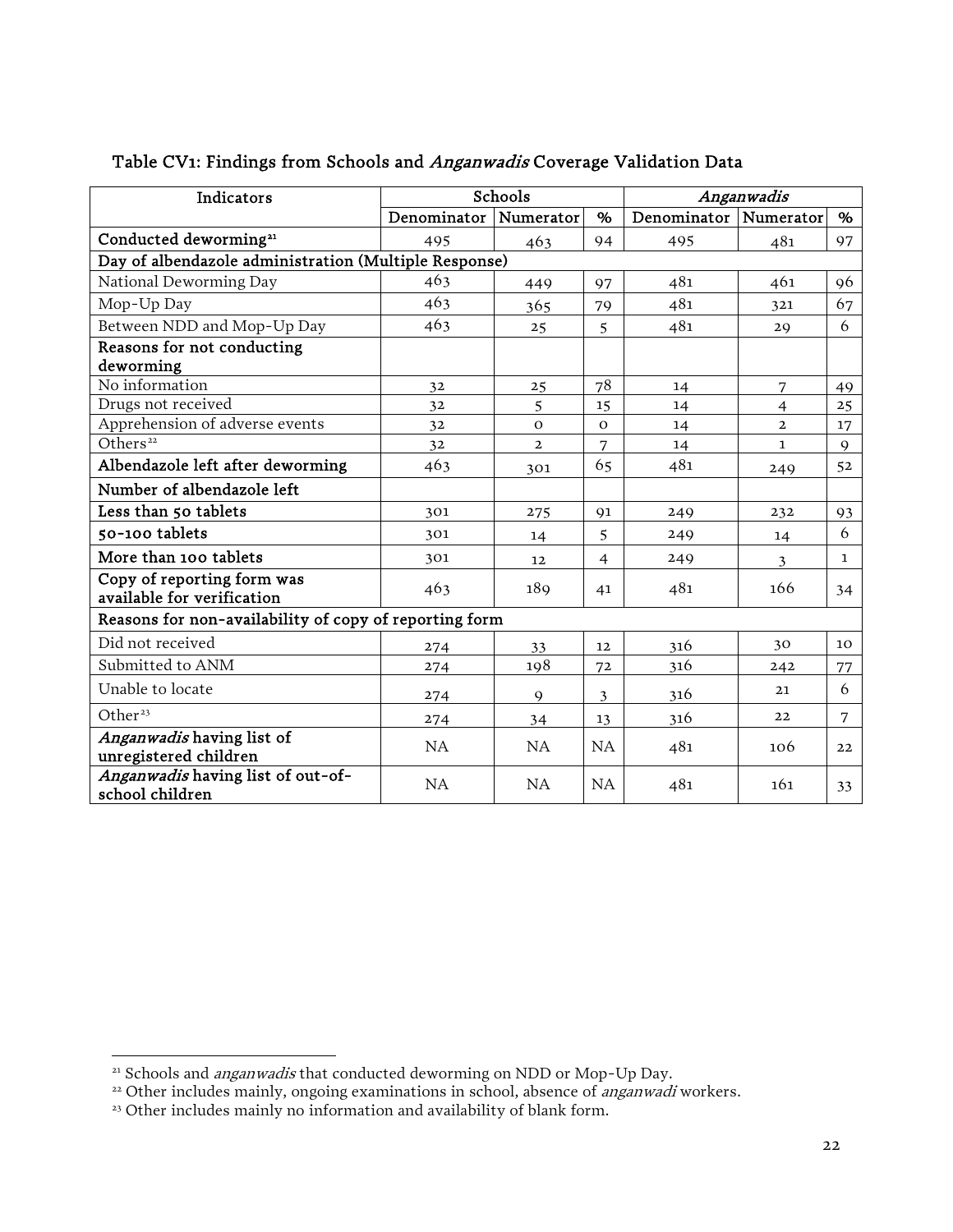Table CV1: Findings from Schools and *Anganwadis* Coverage Validation Data

| Indicators | Schools | | | *Anganwadis* | | |
|---|---|---|---|---|---|---|
| | Denominator | Numerator | % | Denominator | Numerator | % |
| **Conducted deworming**[21] | 495 | 463 | 94 | 495 | 481 | 97 |
| **Day of albendazole administration (Multiple Response)** | | | | | | |
| National Deworming Day | 463 | 449 | 97 | 481 | 461 | 96 |
| Mop-Up Day | 463 | 365 | 79 | 481 | 321 | 67 |
| Between NDD and Mop-Up Day | 463 | 25 | 5 | 481 | 29 | 6 |
| **Reasons for not conducting deworming** | | | | | | |
| No information | 32 | 25 | 78 | 14 | 7 | 49 |
| Drugs not received | 32 | 5 | 15 | 14 | 4 | 25 |
| Apprehension of adverse events | 32 | 0 | 0 | 14 | 2 | 17 |
| Others[22] | 32 | 2 | 7 | 14 | 1 | 9 |
| **Albendazole left after deworming** | 463 | 301 | 65 | 481 | 249 | 52 |
| **Number of albendazole left** | | | | | | |
| **Less than 50 tablets** | 301 | 275 | 91 | 249 | 232 | 93 |
| **50-100 tablets** | 301 | 14 | 5 | 249 | 14 | 6 |
| **More than 100 tablets** | 301 | 12 | 4 | 249 | 3 | 1 |
| **Copy of reporting form was available for verification** | 463 | 189 | 41 | 481 | 166 | 34 |
| **Reasons for non-availability of copy of reporting form** | | | | | | |
| Did not received | 274 | 33 | 12 | 316 | 30 | 10 |
| Submitted to ANM | 274 | 198 | 72 | 316 | 242 | 77 |
| Unable to locate | 274 | 9 | 3 | 316 | 21 | 6 |
| Other[23] | 274 | 34 | 13 | 316 | 22 | 7 |
| ***Anganwadis* having list of unregistered children** | NA | NA | NA | 481 | 106 | 22 |
| ***Anganwadis* having list of out-of-school children** | NA | NA | NA | 481 | 161 | 33 |

[21] Schools and *anganwadis* that conducted deworming on NDD or Mop-Up Day.

[22] Other includes mainly, ongoing examinations in school, absence of *anganwadi* workers.

[23] Other includes mainly no information and availability of blank form.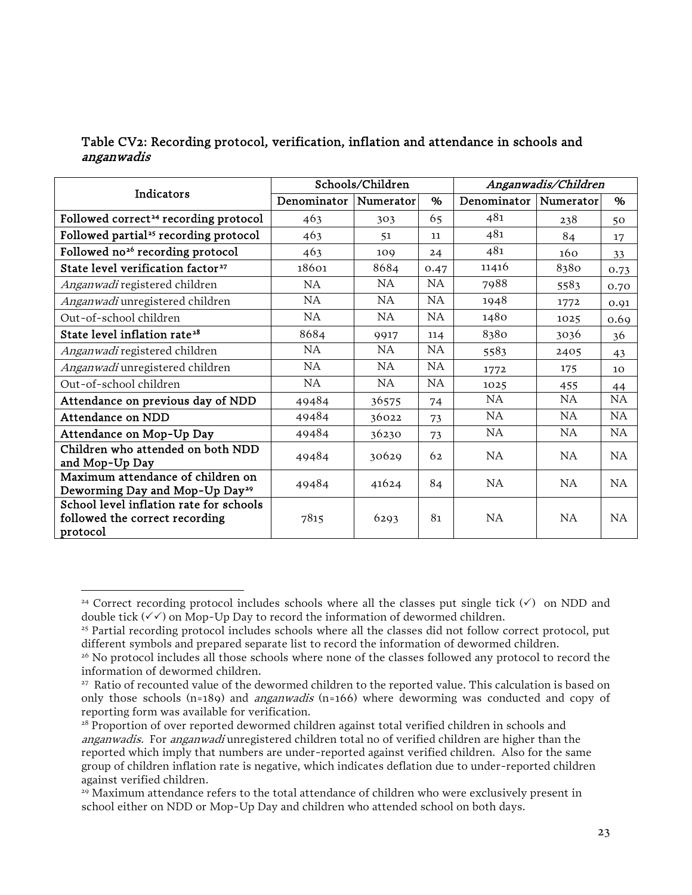### Table CV2: Recording protocol, verification, inflation and attendance in schools and *anganwadis*

| Indicators | Schools/Children | | | *Anganwadis/Children* | | |
|---|---|---|---|---|---|---|
| | Denominator | Numerator | % | Denominator | Numerator | % |
| **Followed correct[24] recording protocol** | 463 | 303 | 65 | 481 | 238 | 50 |
| **Followed partial[25] recording protocol** | 463 | 51 | 11 | 481 | 84 | 17 |
| **Followed no[26] recording protocol** | 463 | 109 | 24 | 481 | 160 | 33 |
| **State level verification factor[27]** | 18601 | 8684 | 0.47 | 11416 | 8380 | 0.73 |
| *Anganwadi* registered children | NA | NA | NA | 7988 | 5583 | 0.70 |
| *Anganwadi* unregistered children | NA | NA | NA | 1948 | 1772 | 0.91 |
| Out-of-school children | NA | NA | NA | 1480 | 1025 | 0.69 |
| **State level inflation rate[28]** | 8684 | 9917 | 114 | 8380 | 3036 | 36 |
| *Anganwadi* registered children | NA | NA | NA | 5583 | 2405 | 43 |
| *Anganwadi* unregistered children | NA | NA | NA | 1772 | 175 | 10 |
| Out-of-school children | NA | NA | NA | 1025 | 455 | 44 |
| **Attendance on previous day of NDD** | 49484 | 36575 | 74 | NA | NA | NA |
| **Attendance on NDD** | 49484 | 36022 | 73 | NA | NA | NA |
| **Attendance on Mop-Up Day** | 49484 | 36230 | 73 | NA | NA | NA |
| **Children who attended on both NDD and Mop-Up Day** | 49484 | 30629 | 62 | NA | NA | NA |
| **Maximum attendance of children on Deworming Day and Mop-Up Day[29]** | 49484 | 41624 | 84 | NA | NA | NA |
| **School level inflation rate for schools followed the correct recording protocol** | 7815 | 6293 | 81 | NA | NA | NA |

[24] Correct recording protocol includes schools where all the classes put single tick (✓) on NDD and double tick (✓✓) on Mop-Up Day to record the information of dewormed children.

[25] Partial recording protocol includes schools where all the classes did not follow correct protocol, put different symbols and prepared separate list to record the information of dewormed children.

[26] No protocol includes all those schools where none of the classes followed any protocol to record the information of dewormed children.

[27] Ratio of recounted value of the dewormed children to the reported value. This calculation is based on only those schools (n=189) and *anganwadis* (n=166) where deworming was conducted and copy of reporting form was available for verification.

[28] Proportion of over reported dewormed children against total verified children in schools and *anganwadis.* For *anganwadi* unregistered children total no of verified children are higher than the reported which imply that numbers are under-reported against verified children. Also for the same group of children inflation rate is negative, which indicates deflation due to under-reported children against verified children.

[29] Maximum attendance refers to the total attendance of children who were exclusively present in school either on NDD or Mop-Up Day and children who attended school on both days.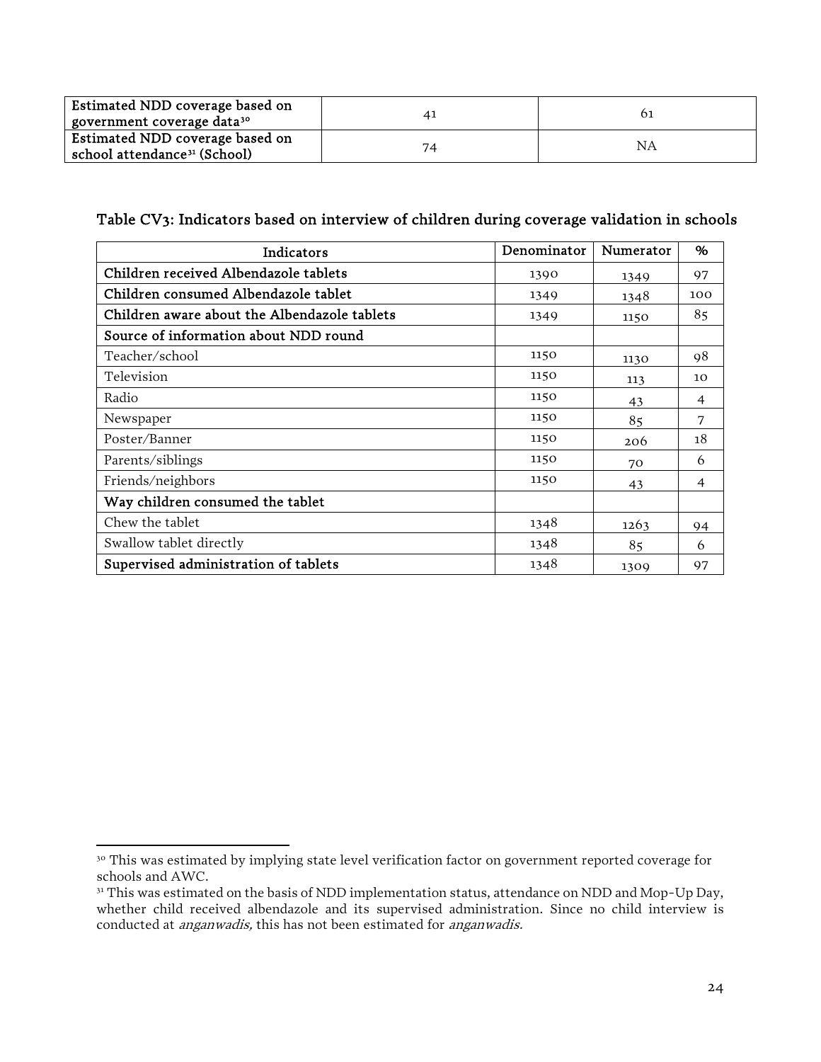| | | |
|---|---|---|
| **Estimated NDD coverage based on government coverage data**[30] | 41 | 61 |
| **Estimated NDD coverage based on school attendance**[31] **(School)** | 74 | NA |

### Table CV3: Indicators based on interview of children during coverage validation in schools

| Indicators | Denominator | Numerator | % |
|---|---|---|---|
| **Children received Albendazole tablets** | 1390 | 1349 | 97 |
| **Children consumed Albendazole tablet** | 1349 | 1348 | 100 |
| **Children aware about the Albendazole tablets** | 1349 | 1150 | 85 |
| **Source of information about NDD round** | | | |
| Teacher/school | 1150 | 1130 | 98 |
| Television | 1150 | 113 | 10 |
| Radio | 1150 | 43 | 4 |
| Newspaper | 1150 | 85 | 7 |
| Poster/Banner | 1150 | 206 | 18 |
| Parents/siblings | 1150 | 70 | 6 |
| Friends/neighbors | 1150 | 43 | 4 |
| **Way children consumed the tablet** | | | |
| Chew the tablet | 1348 | 1263 | 94 |
| Swallow tablet directly | 1348 | 85 | 6 |
| **Supervised administration of tablets** | 1348 | 1309 | 97 |

[30] This was estimated by implying state level verification factor on government reported coverage for schools and AWC.

[31] This was estimated on the basis of NDD implementation status, attendance on NDD and Mop-Up Day, whether child received albendazole and its supervised administration. Since no child interview is conducted at *anganwadis,* this has not been estimated for *anganwadis.*